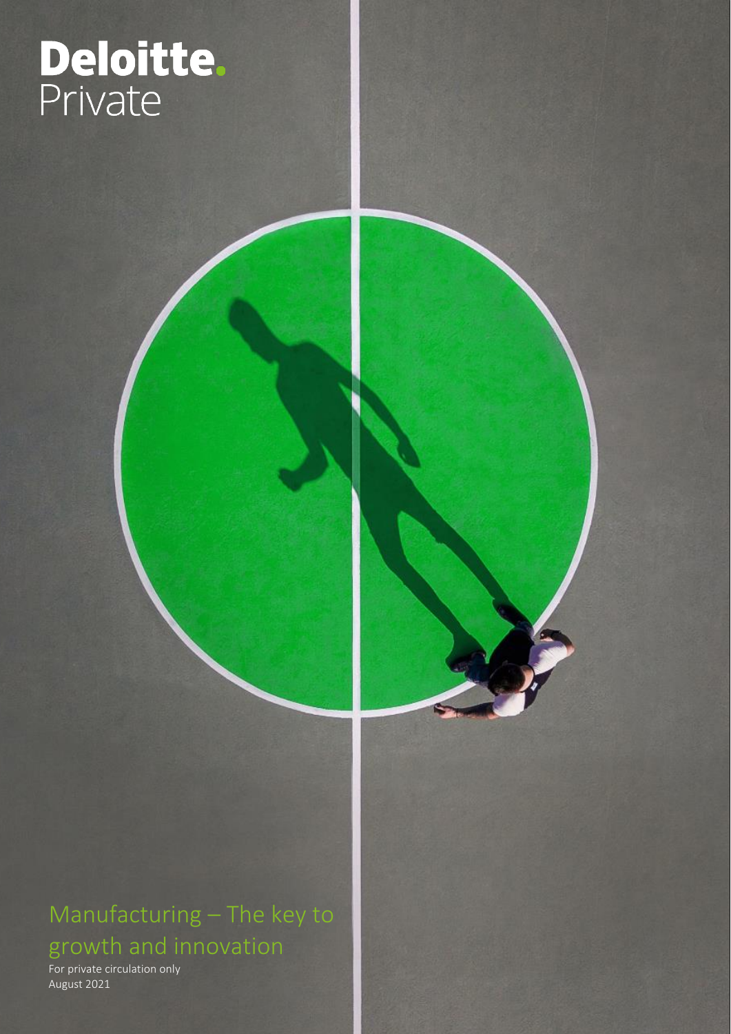Deloitte.
Private

# Manufacturing – The key to growth and innovation

For private circulation only
August 2021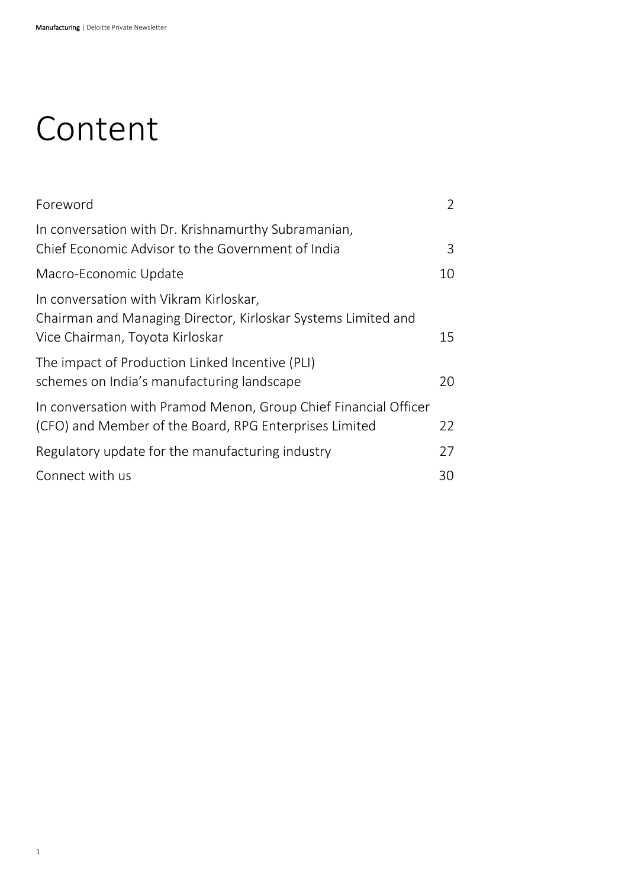# Content

| | |
|---|---|
| Foreword | 2 |
| In conversation with Dr. Krishnamurthy Subramanian, Chief Economic Advisor to the Government of India | 3 |
| Macro-Economic Update | 10 |
| In conversation with Vikram Kirloskar, Chairman and Managing Director, Kirloskar Systems Limited and Vice Chairman, Toyota Kirloskar | 15 |
| The impact of Production Linked Incentive (PLI) schemes on India's manufacturing landscape | 20 |
| In conversation with Pramod Menon, Group Chief Financial Officer (CFO) and Member of the Board, RPG Enterprises Limited | 22 |
| Regulatory update for the manufacturing industry | 27 |
| Connect with us | 30 |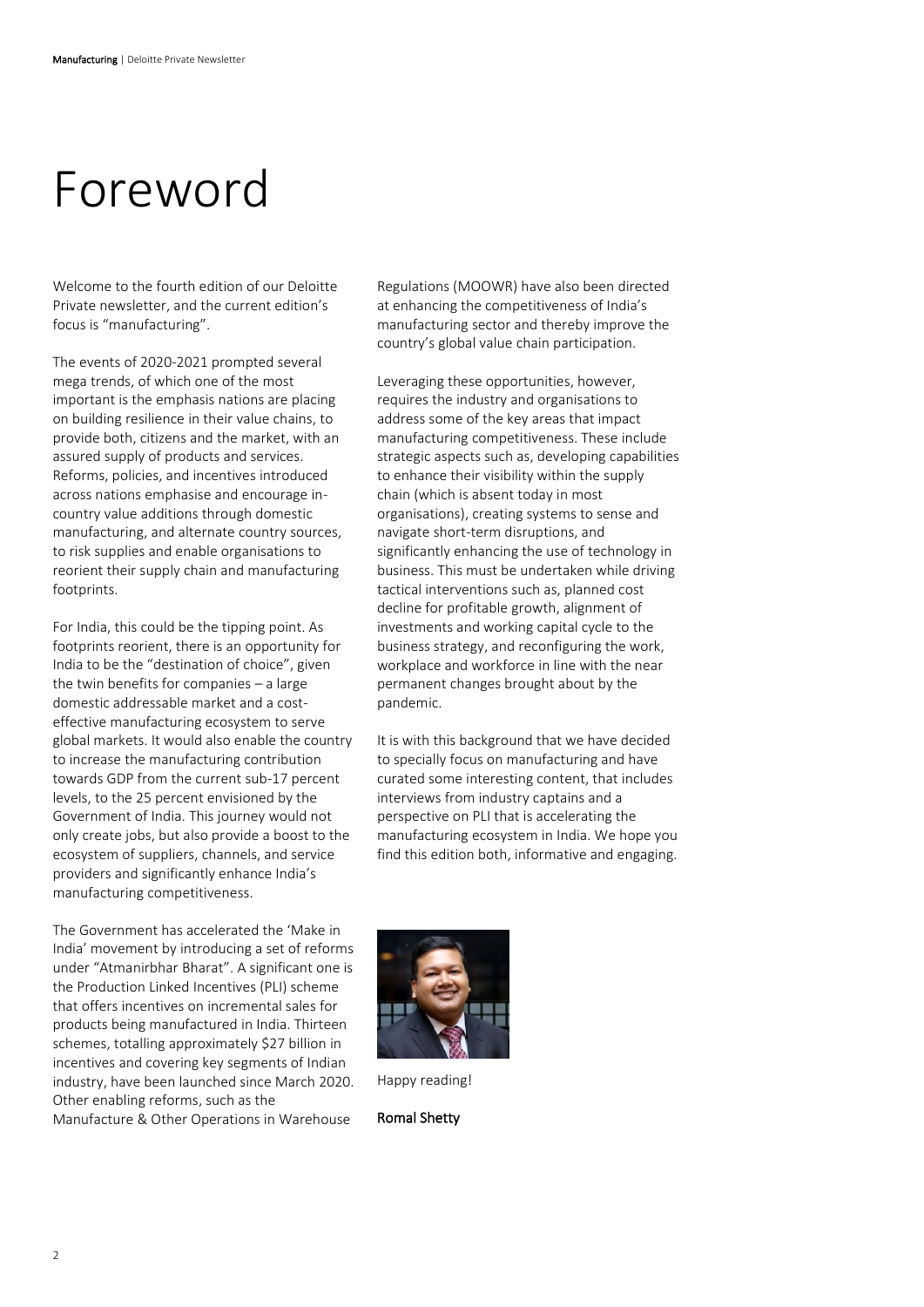# Foreword

Welcome to the fourth edition of our Deloitte Private newsletter, and the current edition's focus is "manufacturing".

The events of 2020-2021 prompted several mega trends, of which one of the most important is the emphasis nations are placing on building resilience in their value chains, to provide both, citizens and the market, with an assured supply of products and services. Reforms, policies, and incentives introduced across nations emphasise and encourage in-country value additions through domestic manufacturing, and alternate country sources, to risk supplies and enable organisations to reorient their supply chain and manufacturing footprints.

For India, this could be the tipping point. As footprints reorient, there is an opportunity for India to be the "destination of choice", given the twin benefits for companies – a large domestic addressable market and a cost-effective manufacturing ecosystem to serve global markets. It would also enable the country to increase the manufacturing contribution towards GDP from the current sub-17 percent levels, to the 25 percent envisioned by the Government of India. This journey would not only create jobs, but also provide a boost to the ecosystem of suppliers, channels, and service providers and significantly enhance India's manufacturing competitiveness.

The Government has accelerated the 'Make in India' movement by introducing a set of reforms under "Atmanirbhar Bharat". A significant one is the Production Linked Incentives (PLI) scheme that offers incentives on incremental sales for products being manufactured in India. Thirteen schemes, totalling approximately $27 billion in incentives and covering key segments of Indian industry, have been launched since March 2020. Other enabling reforms, such as the Manufacture & Other Operations in Warehouse Regulations (MOOWR) have also been directed at enhancing the competitiveness of India's manufacturing sector and thereby improve the country's global value chain participation.

Leveraging these opportunities, however, requires the industry and organisations to address some of the key areas that impact manufacturing competitiveness. These include strategic aspects such as, developing capabilities to enhance their visibility within the supply chain (which is absent today in most organisations), creating systems to sense and navigate short-term disruptions, and significantly enhancing the use of technology in business. This must be undertaken while driving tactical interventions such as, planned cost decline for profitable growth, alignment of investments and working capital cycle to the business strategy, and reconfiguring the work, workplace and workforce in line with the near permanent changes brought about by the pandemic.

It is with this background that we have decided to specially focus on manufacturing and have curated some interesting content, that includes interviews from industry captains and a perspective on PLI that is accelerating the manufacturing ecosystem in India. We hope you find this edition both, informative and engaging.

Happy reading!

**Romal Shetty**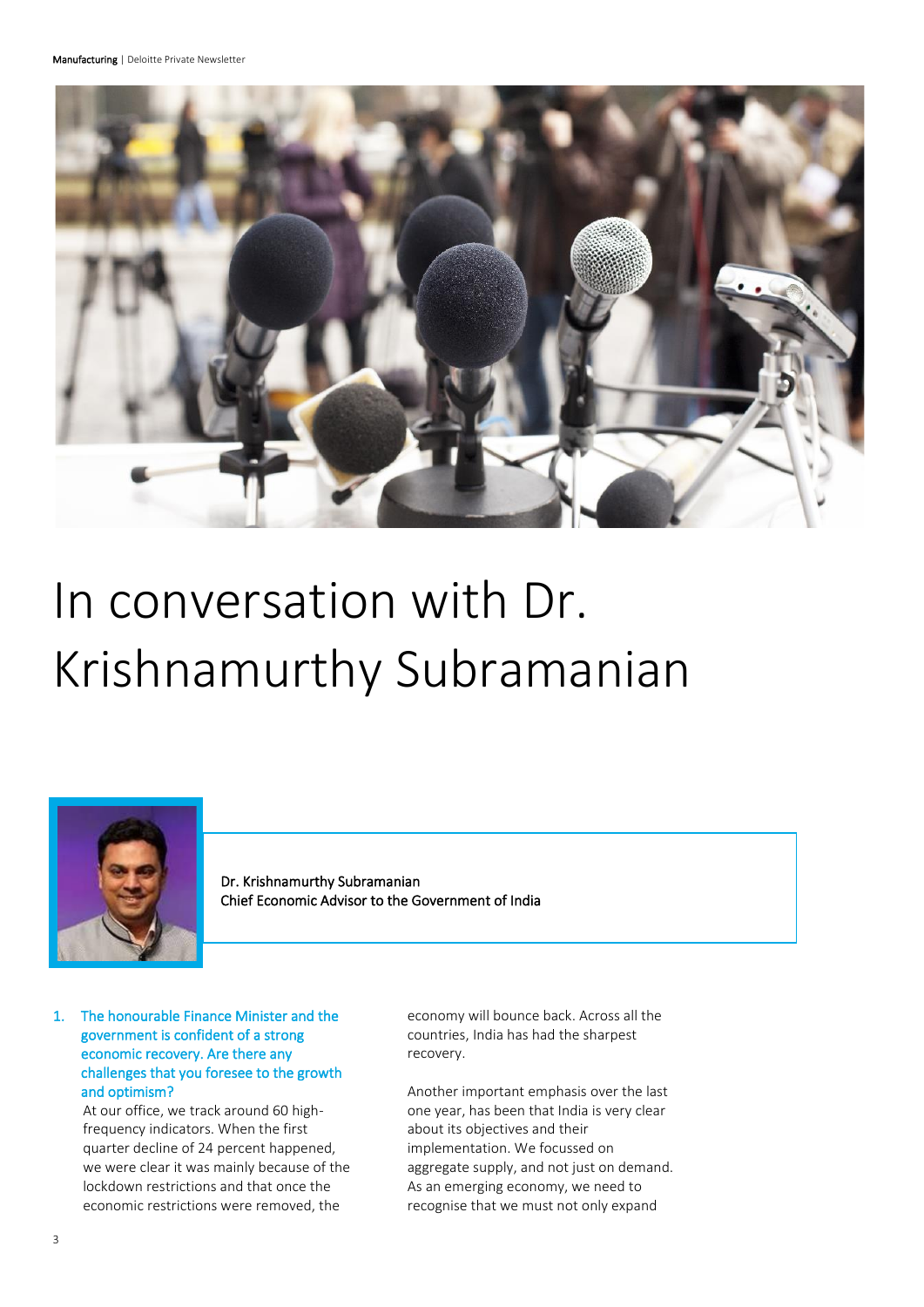# In conversation with Dr. Krishnamurthy Subramanian

Dr. Krishnamurthy Subramanian
Chief Economic Advisor to the Government of India

1. **The honourable Finance Minister and the government is confident of a strong economic recovery. Are there any challenges that you foresee to the growth and optimism?**

   At our office, we track around 60 high-frequency indicators. When the first quarter decline of 24 percent happened, we were clear it was mainly because of the lockdown restrictions and that once the economic restrictions were removed, the economy will bounce back. Across all the countries, India has had the sharpest recovery.

   Another important emphasis over the last one year, has been that India is very clear about its objectives and their implementation. We focussed on aggregate supply, and not just on demand. As an emerging economy, we need to recognise that we must not only expand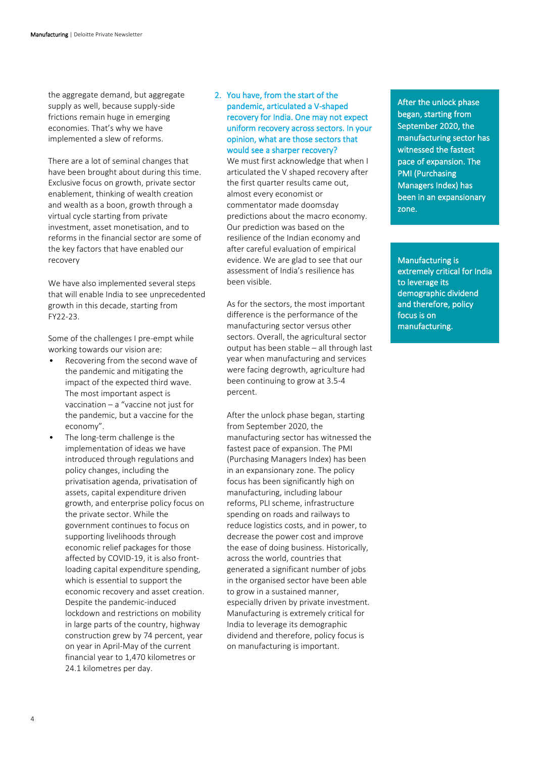the aggregate demand, but aggregate supply as well, because supply-side frictions remain huge in emerging economies. That's why we have implemented a slew of reforms.

There are a lot of seminal changes that have been brought about during this time. Exclusive focus on growth, private sector enablement, thinking of wealth creation and wealth as a boon, growth through a virtual cycle starting from private investment, asset monetisation, and to reforms in the financial sector are some of the key factors that have enabled our recovery

We have also implemented several steps that will enable India to see unprecedented growth in this decade, starting from FY22-23.

Some of the challenges I pre-empt while working towards our vision are:

- Recovering from the second wave of the pandemic and mitigating the impact of the expected third wave. The most important aspect is vaccination – a "vaccine not just for the pandemic, but a vaccine for the economy".
- The long-term challenge is the implementation of ideas we have introduced through regulations and policy changes, including the privatisation agenda, privatisation of assets, capital expenditure driven growth, and enterprise policy focus on the private sector. While the government continues to focus on supporting livelihoods through economic relief packages for those affected by COVID-19, it is also front-loading capital expenditure spending, which is essential to support the economic recovery and asset creation. Despite the pandemic-induced lockdown and restrictions on mobility in large parts of the country, highway construction grew by 74 percent, year on year in April-May of the current financial year to 1,470 kilometres or 24.1 kilometres per day.

**2. You have, from the start of the pandemic, articulated a V-shaped recovery for India. One may not expect uniform recovery across sectors. In your opinion, what are those sectors that would see a sharper recovery?**

We must first acknowledge that when I articulated the V shaped recovery after the first quarter results came out, almost every economist or commentator made doomsday predictions about the macro economy. Our prediction was based on the resilience of the Indian economy and after careful evaluation of empirical evidence. We are glad to see that our assessment of India's resilience has been visible.

As for the sectors, the most important difference is the performance of the manufacturing sector versus other sectors. Overall, the agricultural sector output has been stable – all through last year when manufacturing and services were facing degrowth, agriculture had been continuing to grow at 3.5-4 percent.

After the unlock phase began, starting from September 2020, the manufacturing sector has witnessed the fastest pace of expansion. The PMI (Purchasing Managers Index) has been in an expansionary zone. The policy focus has been significantly high on manufacturing, including labour reforms, PLI scheme, infrastructure spending on roads and railways to reduce logistics costs, and in power, to decrease the power cost and improve the ease of doing business. Historically, across the world, countries that generated a significant number of jobs in the organised sector have been able to grow in a sustained manner, especially driven by private investment. Manufacturing is extremely critical for India to leverage its demographic dividend and therefore, policy focus is on manufacturing is important.

> After the unlock phase began, starting from September 2020, the manufacturing sector has witnessed the fastest pace of expansion. The PMI (Purchasing Managers Index) has been in an expansionary zone.

> Manufacturing is extremely critical for India to leverage its demographic dividend and therefore, policy focus is on manufacturing.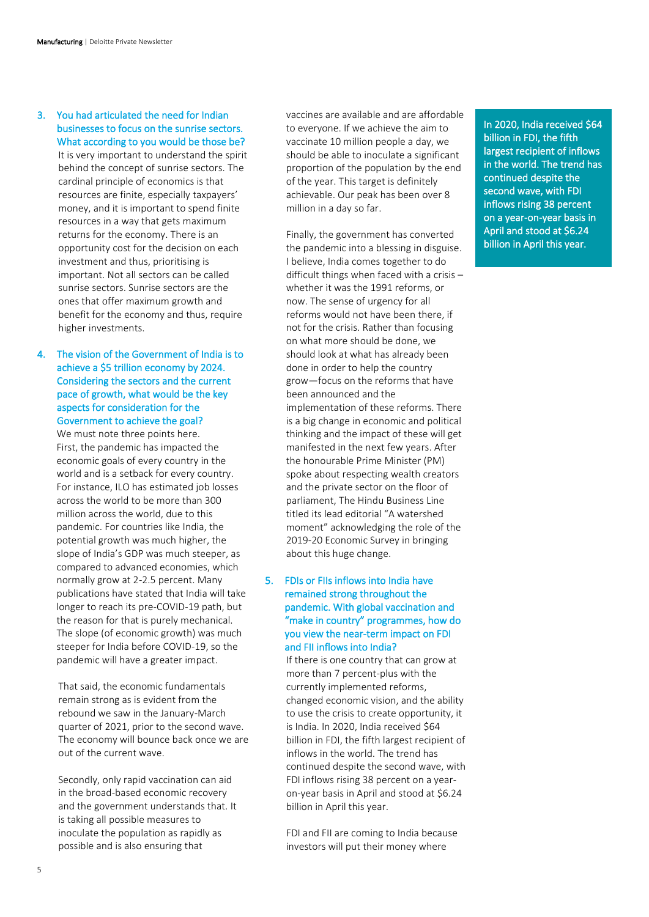3. **You had articulated the need for Indian businesses to focus on the sunrise sectors. What according to you would be those be?**

   It is very important to understand the spirit behind the concept of sunrise sectors. The cardinal principle of economics is that resources are finite, especially taxpayers' money, and it is important to spend finite resources in a way that gets maximum returns for the economy. There is an opportunity cost for the decision on each investment and thus, prioritising is important. Not all sectors can be called sunrise sectors. Sunrise sectors are the ones that offer maximum growth and benefit for the economy and thus, require higher investments.

4. **The vision of the Government of India is to achieve a $5 trillion economy by 2024. Considering the sectors and the current pace of growth, what would be the key aspects for consideration for the Government to achieve the goal?**

   We must note three points here. First, the pandemic has impacted the economic goals of every country in the world and is a setback for every country. For instance, ILO has estimated job losses across the world to be more than 300 million across the world, due to this pandemic. For countries like India, the potential growth was much higher, the slope of India's GDP was much steeper, as compared to advanced economies, which normally grow at 2-2.5 percent. Many publications have stated that India will take longer to reach its pre-COVID-19 path, but the reason for that is purely mechanical. The slope (of economic growth) was much steeper for India before COVID-19, so the pandemic will have a greater impact.

   That said, the economic fundamentals remain strong as is evident from the rebound we saw in the January-March quarter of 2021, prior to the second wave. The economy will bounce back once we are out of the current wave.

   Secondly, only rapid vaccination can aid in the broad-based economic recovery and the government understands that. It is taking all possible measures to inoculate the population as rapidly as possible and is also ensuring that vaccines are available and are affordable to everyone. If we achieve the aim to vaccinate 10 million people a day, we should be able to inoculate a significant proportion of the population by the end of the year. This target is definitely achievable. Our peak has been over 8 million in a day so far.

   Finally, the government has converted the pandemic into a blessing in disguise. I believe, India comes together to do difficult things when faced with a crisis – whether it was the 1991 reforms, or now. The sense of urgency for all reforms would not have been there, if not for the crisis. Rather than focusing on what more should be done, we should look at what has already been done in order to help the country grow—focus on the reforms that have been announced and the implementation of these reforms. There is a big change in economic and political thinking and the impact of these will get manifested in the next few years. After the honourable Prime Minister (PM) spoke about respecting wealth creators and the private sector on the floor of parliament, The Hindu Business Line titled its lead editorial "A watershed moment" acknowledging the role of the 2019-20 Economic Survey in bringing about this huge change.

5. **FDIs or FIIs inflows into India have remained strong throughout the pandemic. With global vaccination and "make in country" programmes, how do you view the near-term impact on FDI and FII inflows into India?**

   If there is one country that can grow at more than 7 percent-plus with the currently implemented reforms, changed economic vision, and the ability to use the crisis to create opportunity, it is India. In 2020, India received $64 billion in FDI, the fifth largest recipient of inflows in the world. The trend has continued despite the second wave, with FDI inflows rising 38 percent on a year-on-year basis in April and stood at $6.24 billion in April this year.

   FDI and FII are coming to India because investors will put their money where

> In 2020, India received $64 billion in FDI, the fifth largest recipient of inflows in the world. The trend has continued despite the second wave, with FDI inflows rising 38 percent on a year-on-year basis in April and stood at $6.24 billion in April this year.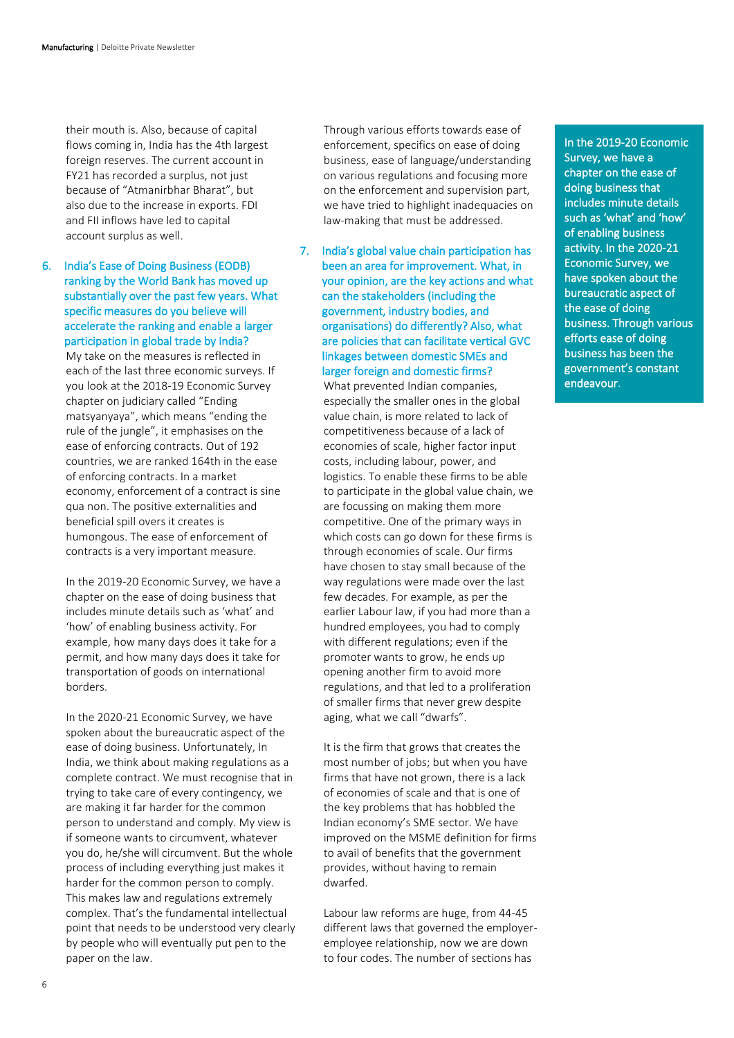their mouth is. Also, because of capital flows coming in, India has the 4th largest foreign reserves. The current account in FY21 has recorded a surplus, not just because of "Atmanirbhar Bharat", but also due to the increase in exports. FDI and FII inflows have led to capital account surplus as well.

6. **India's Ease of Doing Business (EODB) ranking by the World Bank has moved up substantially over the past few years. What specific measures do you believe will accelerate the ranking and enable a larger participation in global trade by India?**

My take on the measures is reflected in each of the last three economic surveys. If you look at the 2018-19 Economic Survey chapter on judiciary called "Ending matsyanyaya", which means "ending the rule of the jungle", it emphasises on the ease of enforcing contracts. Out of 192 countries, we are ranked 164th in the ease of enforcing contracts. In a market economy, enforcement of a contract is sine qua non. The positive externalities and beneficial spill overs it creates is humongous. The ease of enforcement of contracts is a very important measure.

In the 2019-20 Economic Survey, we have a chapter on the ease of doing business that includes minute details such as 'what' and 'how' of enabling business activity. For example, how many days does it take for a permit, and how many days does it take for transportation of goods on international borders.

In the 2020-21 Economic Survey, we have spoken about the bureaucratic aspect of the ease of doing business. Unfortunately, In India, we think about making regulations as a complete contract. We must recognise that in trying to take care of every contingency, we are making it far harder for the common person to understand and comply. My view is if someone wants to circumvent, whatever you do, he/she will circumvent. But the whole process of including everything just makes it harder for the common person to comply. This makes law and regulations extremely complex. That's the fundamental intellectual point that needs to be understood very clearly by people who will eventually put pen to the paper on the law.

Through various efforts towards ease of enforcement, specifics on ease of doing business, ease of language/understanding on various regulations and focusing more on the enforcement and supervision part, we have tried to highlight inadequacies on law-making that must be addressed.

7. **India's global value chain participation has been an area for improvement. What, in your opinion, are the key actions and what can the stakeholders (including the government, industry bodies, and organisations) do differently? Also, what are policies that can facilitate vertical GVC linkages between domestic SMEs and larger foreign and domestic firms?**

What prevented Indian companies, especially the smaller ones in the global value chain, is more related to lack of competitiveness because of a lack of economies of scale, higher factor input costs, including labour, power, and logistics. To enable these firms to be able to participate in the global value chain, we are focussing on making them more competitive. One of the primary ways in which costs can go down for these firms is through economies of scale. Our firms have chosen to stay small because of the way regulations were made over the last few decades. For example, as per the earlier Labour law, if you had more than a hundred employees, you had to comply with different regulations; even if the promoter wants to grow, he ends up opening another firm to avoid more regulations, and that led to a proliferation of smaller firms that never grew despite aging, what we call "dwarfs".

It is the firm that grows that creates the most number of jobs; but when you have firms that have not grown, there is a lack of economies of scale and that is one of the key problems that has hobbled the Indian economy's SME sector. We have improved on the MSME definition for firms to avail of benefits that the government provides, without having to remain dwarfed.

Labour law reforms are huge, from 44-45 different laws that governed the employer-employee relationship, now we are down to four codes. The number of sections has

> In the 2019-20 Economic Survey, we have a chapter on the ease of doing business that includes minute details such as 'what' and 'how' of enabling business activity. In the 2020-21 Economic Survey, we have spoken about the bureaucratic aspect of the ease of doing business. Through various efforts ease of doing business has been the government's constant endeavour.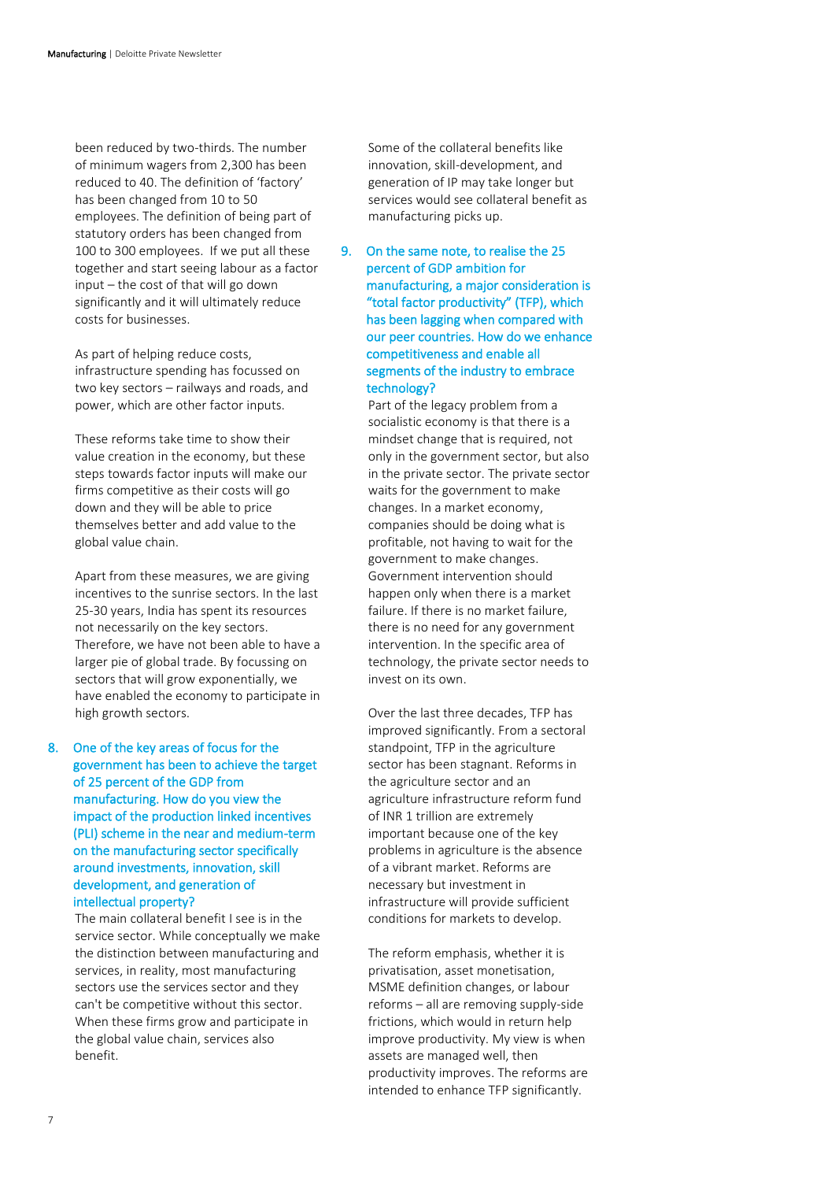been reduced by two-thirds. The number of minimum wagers from 2,300 has been reduced to 40. The definition of 'factory' has been changed from 10 to 50 employees. The definition of being part of statutory orders has been changed from 100 to 300 employees. If we put all these together and start seeing labour as a factor input – the cost of that will go down significantly and it will ultimately reduce costs for businesses.

As part of helping reduce costs, infrastructure spending has focussed on two key sectors – railways and roads, and power, which are other factor inputs.

These reforms take time to show their value creation in the economy, but these steps towards factor inputs will make our firms competitive as their costs will go down and they will be able to price themselves better and add value to the global value chain.

Apart from these measures, we are giving incentives to the sunrise sectors. In the last 25-30 years, India has spent its resources not necessarily on the key sectors. Therefore, we have not been able to have a larger pie of global trade. By focussing on sectors that will grow exponentially, we have enabled the economy to participate in high growth sectors.

8. **One of the key areas of focus for the government has been to achieve the target of 25 percent of the GDP from manufacturing. How do you view the impact of the production linked incentives (PLI) scheme in the near and medium-term on the manufacturing sector specifically around investments, innovation, skill development, and generation of intellectual property?**

The main collateral benefit I see is in the service sector. While conceptually we make the distinction between manufacturing and services, in reality, most manufacturing sectors use the services sector and they can't be competitive without this sector. When these firms grow and participate in the global value chain, services also benefit.

Some of the collateral benefits like innovation, skill-development, and generation of IP may take longer but services would see collateral benefit as manufacturing picks up.

9. **On the same note, to realise the 25 percent of GDP ambition for manufacturing, a major consideration is "total factor productivity" (TFP), which has been lagging when compared with our peer countries. How do we enhance competitiveness and enable all segments of the industry to embrace technology?**

Part of the legacy problem from a socialistic economy is that there is a mindset change that is required, not only in the government sector, but also in the private sector. The private sector waits for the government to make changes. In a market economy, companies should be doing what is profitable, not having to wait for the government to make changes. Government intervention should happen only when there is a market failure. If there is no market failure, there is no need for any government intervention. In the specific area of technology, the private sector needs to invest on its own.

Over the last three decades, TFP has improved significantly. From a sectoral standpoint, TFP in the agriculture sector has been stagnant. Reforms in the agriculture sector and an agriculture infrastructure reform fund of INR 1 trillion are extremely important because one of the key problems in agriculture is the absence of a vibrant market. Reforms are necessary but investment in infrastructure will provide sufficient conditions for markets to develop.

The reform emphasis, whether it is privatisation, asset monetisation, MSME definition changes, or labour reforms – all are removing supply-side frictions, which would in return help improve productivity. My view is when assets are managed well, then productivity improves. The reforms are intended to enhance TFP significantly.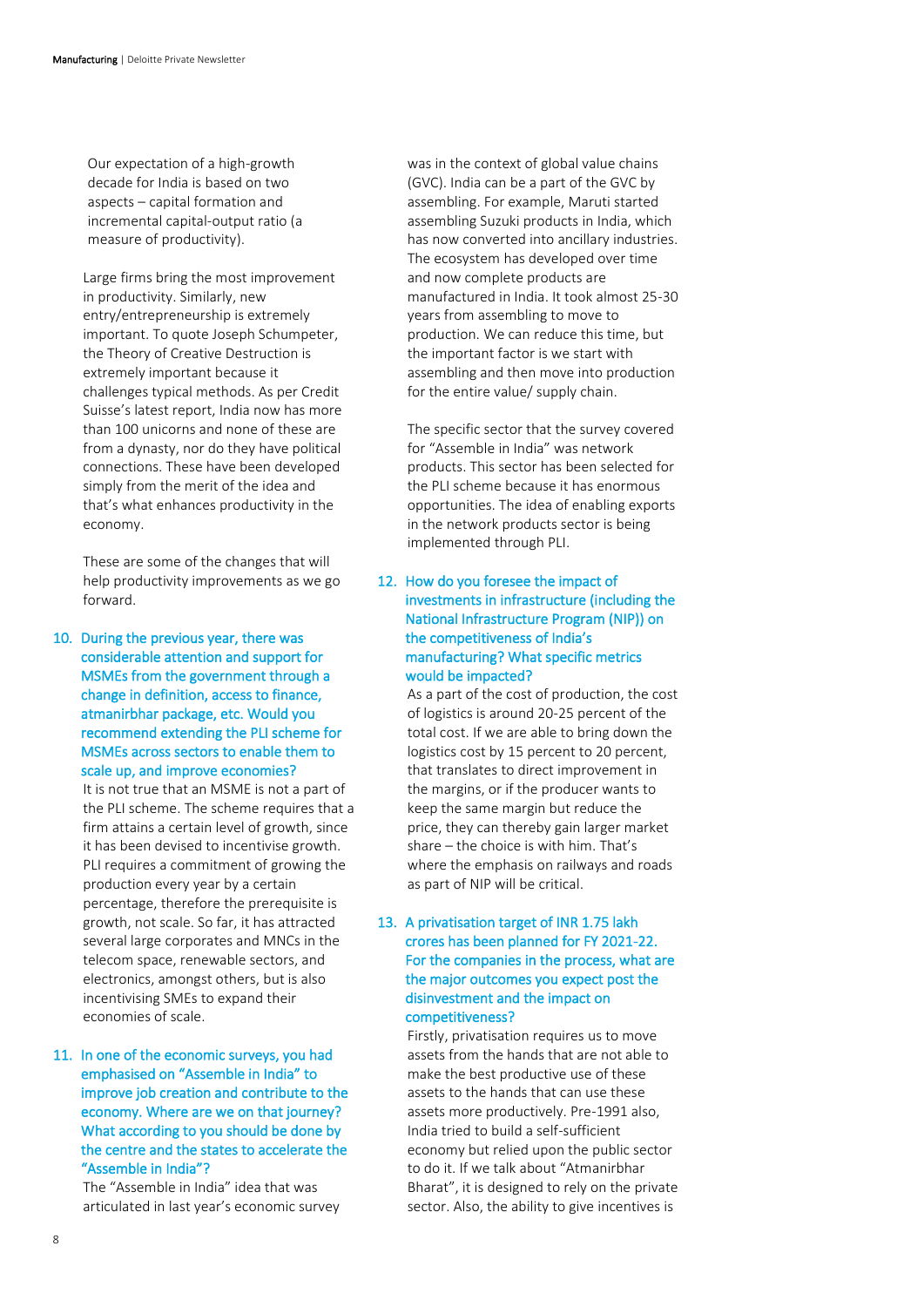Our expectation of a high-growth decade for India is based on two aspects – capital formation and incremental capital-output ratio (a measure of productivity).

Large firms bring the most improvement in productivity. Similarly, new entry/entrepreneurship is extremely important. To quote Joseph Schumpeter, the Theory of Creative Destruction is extremely important because it challenges typical methods. As per Credit Suisse's latest report, India now has more than 100 unicorns and none of these are from a dynasty, nor do they have political connections. These have been developed simply from the merit of the idea and that's what enhances productivity in the economy.

These are some of the changes that will help productivity improvements as we go forward.

**10. During the previous year, there was considerable attention and support for MSMEs from the government through a change in definition, access to finance, atmanirbhar package, etc. Would you recommend extending the PLI scheme for MSMEs across sectors to enable them to scale up, and improve economies?**

It is not true that an MSME is not a part of the PLI scheme. The scheme requires that a firm attains a certain level of growth, since it has been devised to incentivise growth. PLI requires a commitment of growing the production every year by a certain percentage, therefore the prerequisite is growth, not scale. So far, it has attracted several large corporates and MNCs in the telecom space, renewable sectors, and electronics, amongst others, but is also incentivising SMEs to expand their economies of scale.

**11. In one of the economic surveys, you had emphasised on "Assemble in India" to improve job creation and contribute to the economy. Where are we on that journey? What according to you should be done by the centre and the states to accelerate the "Assemble in India"?**

The "Assemble in India" idea that was articulated in last year's economic survey was in the context of global value chains (GVC). India can be a part of the GVC by assembling. For example, Maruti started assembling Suzuki products in India, which has now converted into ancillary industries. The ecosystem has developed over time and now complete products are manufactured in India. It took almost 25-30 years from assembling to move to production. We can reduce this time, but the important factor is we start with assembling and then move into production for the entire value/ supply chain.

The specific sector that the survey covered for "Assemble in India" was network products. This sector has been selected for the PLI scheme because it has enormous opportunities. The idea of enabling exports in the network products sector is being implemented through PLI.

**12. How do you foresee the impact of investments in infrastructure (including the National Infrastructure Program (NIP)) on the competitiveness of India's manufacturing? What specific metrics would be impacted?**

As a part of the cost of production, the cost of logistics is around 20-25 percent of the total cost. If we are able to bring down the logistics cost by 15 percent to 20 percent, that translates to direct improvement in the margins, or if the producer wants to keep the same margin but reduce the price, they can thereby gain larger market share – the choice is with him. That's where the emphasis on railways and roads as part of NIP will be critical.

**13. A privatisation target of INR 1.75 lakh crores has been planned for FY 2021-22. For the companies in the process, what are the major outcomes you expect post the disinvestment and the impact on competitiveness?**

Firstly, privatisation requires us to move assets from the hands that are not able to make the best productive use of these assets to the hands that can use these assets more productively. Pre-1991 also, India tried to build a self-sufficient economy but relied upon the public sector to do it. If we talk about "Atmanirbhar Bharat", it is designed to rely on the private sector. Also, the ability to give incentives is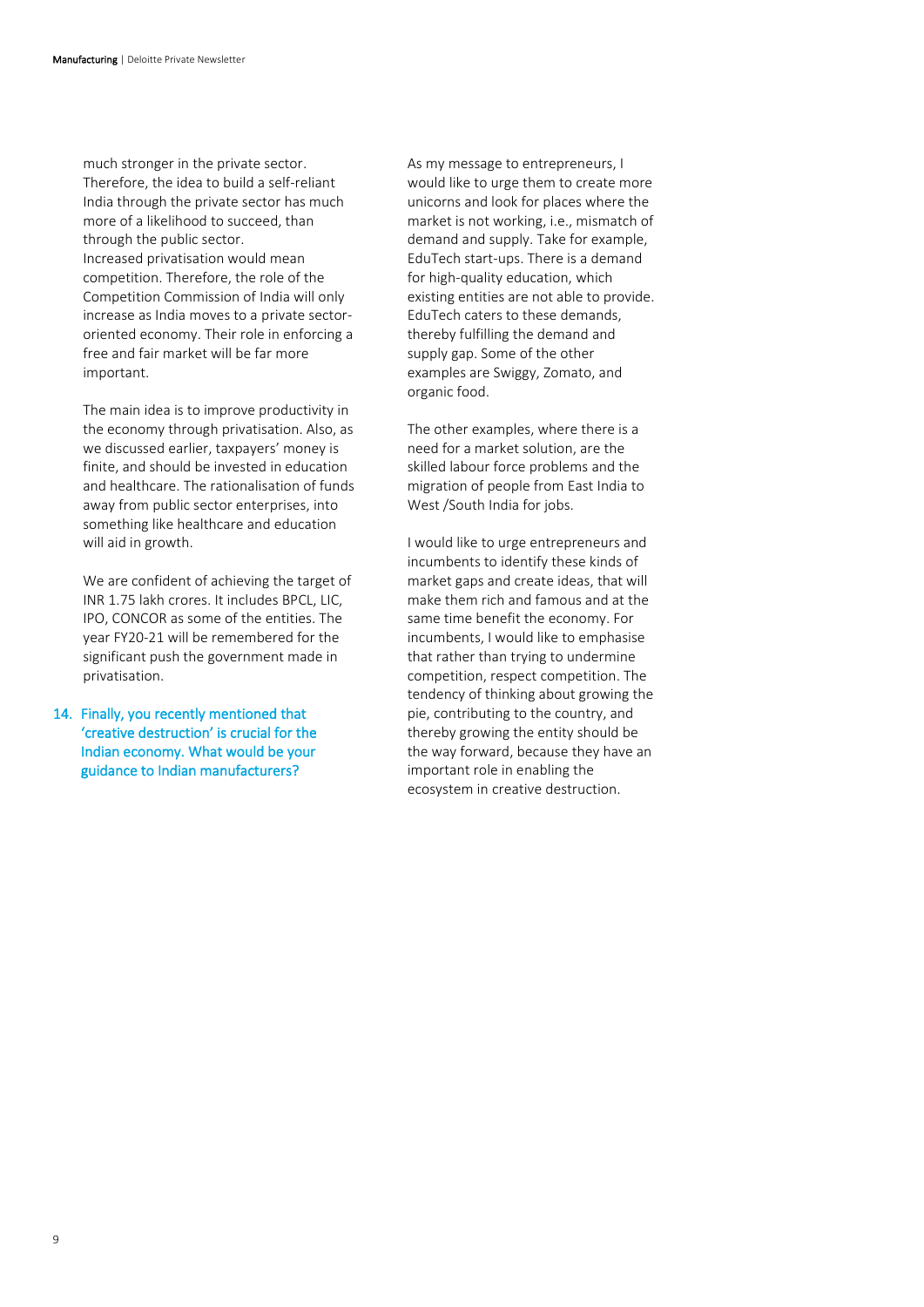much stronger in the private sector. Therefore, the idea to build a self-reliant India through the private sector has much more of a likelihood to succeed, than through the public sector.
Increased privatisation would mean competition. Therefore, the role of the Competition Commission of India will only increase as India moves to a private sector-oriented economy. Their role in enforcing a free and fair market will be far more important.

The main idea is to improve productivity in the economy through privatisation. Also, as we discussed earlier, taxpayers' money is finite, and should be invested in education and healthcare. The rationalisation of funds away from public sector enterprises, into something like healthcare and education will aid in growth.

We are confident of achieving the target of INR 1.75 lakh crores. It includes BPCL, LIC, IPO, CONCOR as some of the entities. The year FY20-21 will be remembered for the significant push the government made in privatisation.

**14. Finally, you recently mentioned that 'creative destruction' is crucial for the Indian economy. What would be your guidance to Indian manufacturers?**

As my message to entrepreneurs, I would like to urge them to create more unicorns and look for places where the market is not working, i.e., mismatch of demand and supply. Take for example, EduTech start-ups. There is a demand for high-quality education, which existing entities are not able to provide. EduTech caters to these demands, thereby fulfilling the demand and supply gap. Some of the other examples are Swiggy, Zomato, and organic food.

The other examples, where there is a need for a market solution, are the skilled labour force problems and the migration of people from East India to West /South India for jobs.

I would like to urge entrepreneurs and incumbents to identify these kinds of market gaps and create ideas, that will make them rich and famous and at the same time benefit the economy. For incumbents, I would like to emphasise that rather than trying to undermine competition, respect competition. The tendency of thinking about growing the pie, contributing to the country, and thereby growing the entity should be the way forward, because they have an important role in enabling the ecosystem in creative destruction.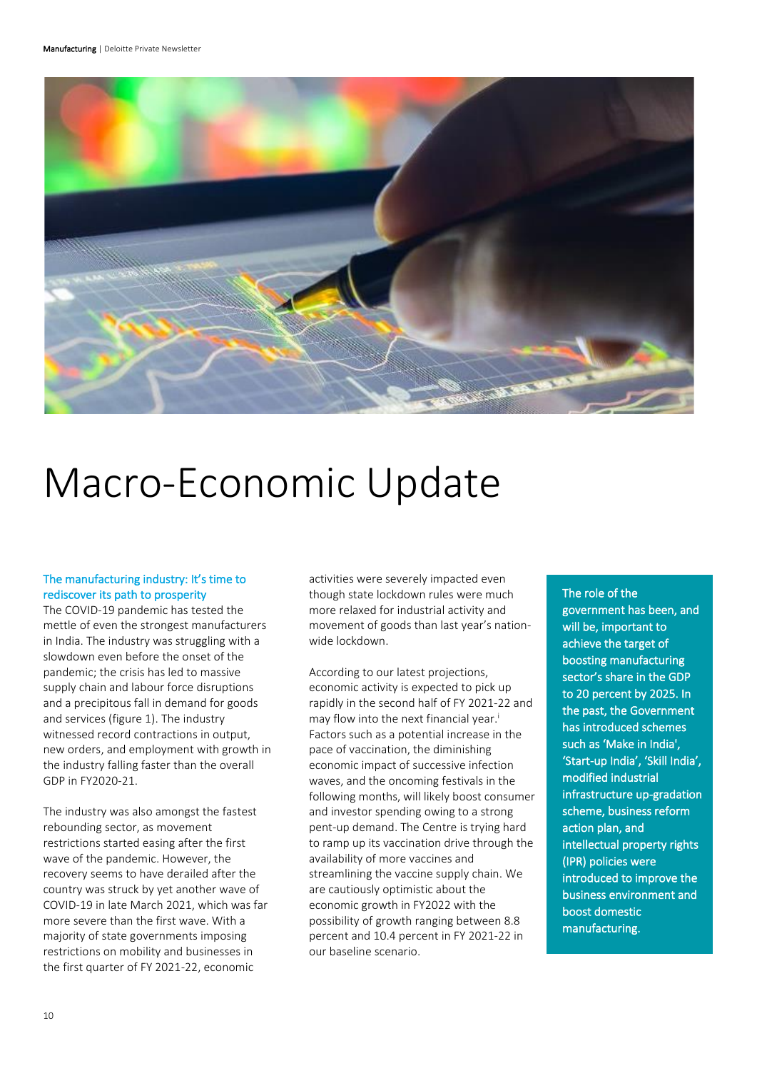# Macro-Economic Update

## The manufacturing industry: It's time to rediscover its path to prosperity

The COVID-19 pandemic has tested the mettle of even the strongest manufacturers in India. The industry was struggling with a slowdown even before the onset of the pandemic; the crisis has led to massive supply chain and labour force disruptions and a precipitous fall in demand for goods and services (figure 1). The industry witnessed record contractions in output, new orders, and employment with growth in the industry falling faster than the overall GDP in FY2020-21.

The industry was also amongst the fastest rebounding sector, as movement restrictions started easing after the first wave of the pandemic. However, the recovery seems to have derailed after the country was struck by yet another wave of COVID-19 in late March 2021, which was far more severe than the first wave. With a majority of state governments imposing restrictions on mobility and businesses in the first quarter of FY 2021-22, economic activities were severely impacted even though state lockdown rules were much more relaxed for industrial activity and movement of goods than last year's nation-wide lockdown.

According to our latest projections, economic activity is expected to pick up rapidly in the second half of FY 2021-22 and may flow into the next financial year.[i] Factors such as a potential increase in the pace of vaccination, the diminishing economic impact of successive infection waves, and the oncoming festivals in the following months, will likely boost consumer and investor spending owing to a strong pent-up demand. The Centre is trying hard to ramp up its vaccination drive through the availability of more vaccines and streamlining the vaccine supply chain. We are cautiously optimistic about the economic growth in FY2022 with the possibility of growth ranging between 8.8 percent and 10.4 percent in FY 2021-22 in our baseline scenario.

**The role of the government has been, and will be, important to achieve the target of boosting manufacturing sector's share in the GDP to 20 percent by 2025. In the past, the Government has introduced schemes such as 'Make in India', 'Start-up India', 'Skill India', modified industrial infrastructure up-gradation scheme, business reform action plan, and intellectual property rights (IPR) policies were introduced to improve the business environment and boost domestic manufacturing.**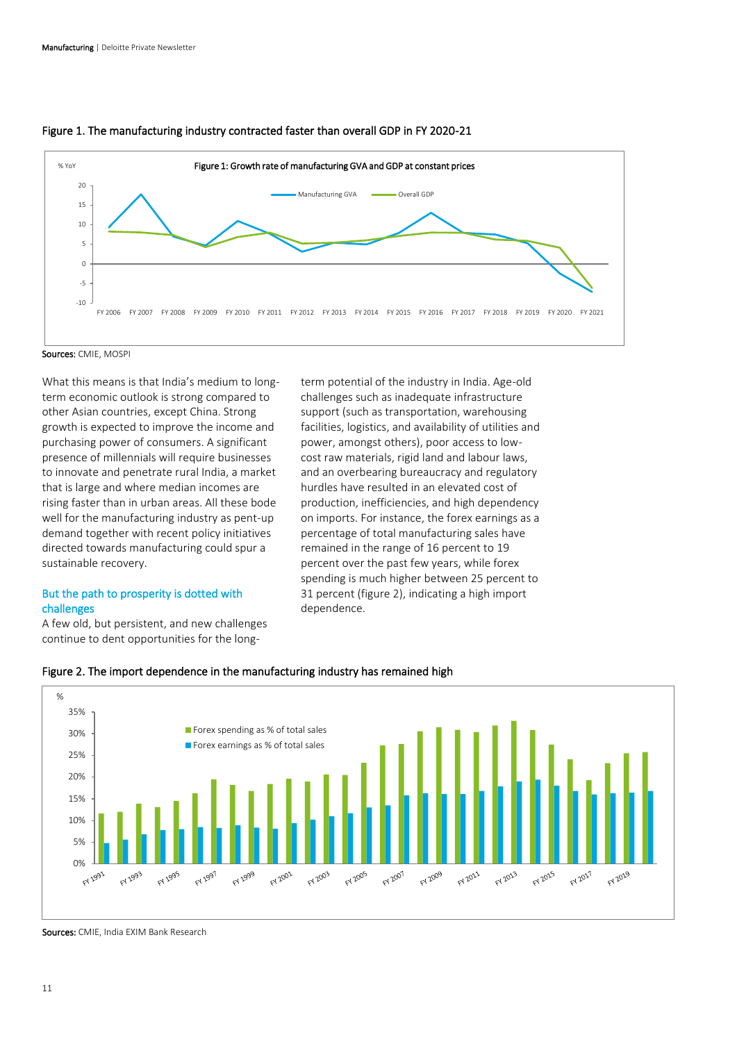Figure 1. The manufacturing industry contracted faster than overall GDP in FY 2020-21

Sources: CMIE, MOSPI

What this means is that India's medium to long-term economic outlook is strong compared to other Asian countries, except China. Strong growth is expected to improve the income and purchasing power of consumers. A significant presence of millennials will require businesses to innovate and penetrate rural India, a market that is large and where median incomes are rising faster than in urban areas. All these bode well for the manufacturing industry as pent-up demand together with recent policy initiatives directed towards manufacturing could spur a sustainable recovery.

## But the path to prosperity is dotted with challenges

A few old, but persistent, and new challenges continue to dent opportunities for the long-term potential of the industry in India. Age-old challenges such as inadequate infrastructure support (such as transportation, warehousing facilities, logistics, and availability of utilities and power, amongst others), poor access to low-cost raw materials, rigid land and labour laws, and an overbearing bureaucracy and regulatory hurdles have resulted in an elevated cost of production, inefficiencies, and high dependency on imports. For instance, the forex earnings as a percentage of total manufacturing sales have remained in the range of 16 percent to 19 percent over the past few years, while forex spending is much higher between 25 percent to 31 percent (figure 2), indicating a high import dependence.

Figure 2. The import dependence in the manufacturing industry has remained high

Sources: CMIE, India EXIM Bank Research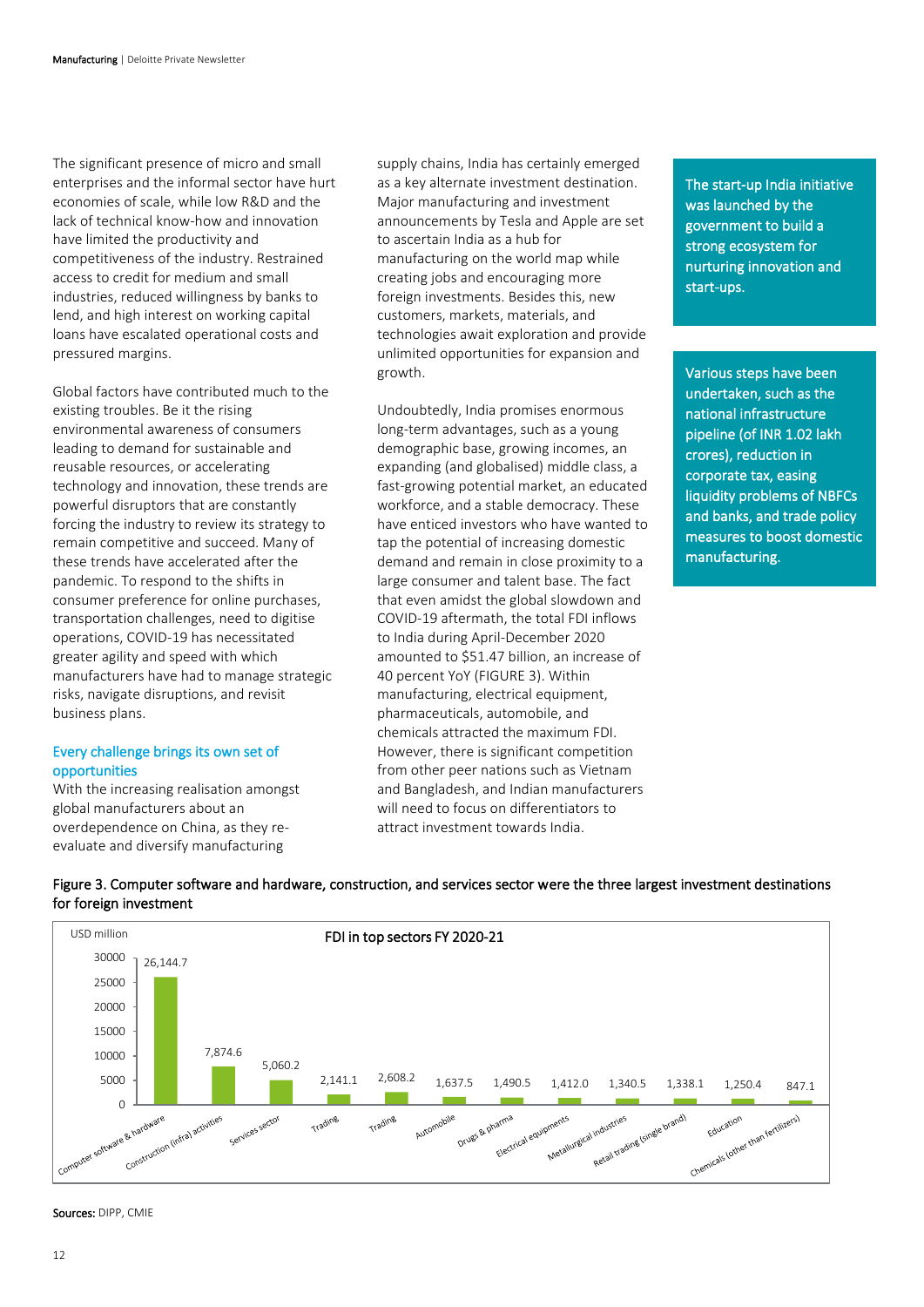The significant presence of micro and small enterprises and the informal sector have hurt economies of scale, while low R&D and the lack of technical know-how and innovation have limited the productivity and competitiveness of the industry. Restrained access to credit for medium and small industries, reduced willingness by banks to lend, and high interest on working capital loans have escalated operational costs and pressured margins.

Global factors have contributed much to the existing troubles. Be it the rising environmental awareness of consumers leading to demand for sustainable and reusable resources, or accelerating technology and innovation, these trends are powerful disruptors that are constantly forcing the industry to review its strategy to remain competitive and succeed. Many of these trends have accelerated after the pandemic. To respond to the shifts in consumer preference for online purchases, transportation challenges, need to digitise operations, COVID-19 has necessitated greater agility and speed with which manufacturers have had to manage strategic risks, navigate disruptions, and revisit business plans.

## Every challenge brings its own set of opportunities

With the increasing realisation amongst global manufacturers about an overdependence on China, as they re-evaluate and diversify manufacturing supply chains, India has certainly emerged as a key alternate investment destination. Major manufacturing and investment announcements by Tesla and Apple are set to ascertain India as a hub for manufacturing on the world map while creating jobs and encouraging more foreign investments. Besides this, new customers, markets, materials, and technologies await exploration and provide unlimited opportunities for expansion and growth.

Undoubtedly, India promises enormous long-term advantages, such as a young demographic base, growing incomes, an expanding (and globalised) middle class, a fast-growing potential market, an educated workforce, and a stable democracy. These have enticed investors who have wanted to tap the potential of increasing domestic demand and remain in close proximity to a large consumer and talent base. The fact that even amidst the global slowdown and COVID-19 aftermath, the total FDI inflows to India during April-December 2020 amounted to $51.47 billion, an increase of 40 percent YoY (FIGURE 3). Within manufacturing, electrical equipment, pharmaceuticals, automobile, and chemicals attracted the maximum FDI. However, there is significant competition from other peer nations such as Vietnam and Bangladesh, and Indian manufacturers will need to focus on differentiators to attract investment towards India.

**The start-up India initiative was launched by the government to build a strong ecosystem for nurturing innovation and start-ups.**

**Various steps have been undertaken, such as the national infrastructure pipeline (of INR 1.02 lakh crores), reduction in corporate tax, easing liquidity problems of NBFCs and banks, and trade policy measures to boost domestic manufacturing.**

Figure 3. Computer software and hardware, construction, and services sector were the three largest investment destinations for foreign investment

FDI in top sectors FY 2020-21 (USD million)

| Sector | USD million |
|---|---|
| Computer software & hardware | 26,144.7 |
| Construction (infra) activities | 7,874.6 |
| Services sector | 5,060.2 |
| Trading | 2,141.1 |
| Trading | 2,608.2 |
| Automobile | 1,637.5 |
| Drugs & pharma | 1,490.5 |
| Electrical equipments | 1,412.0 |
| Metallurgical industries | 1,340.5 |
| Retail trading (single brand) | 1,338.1 |
| Education | 1,250.4 |
| Chemicals (other than fertilizers) | 847.1 |

**Sources:** DIPP, CMIE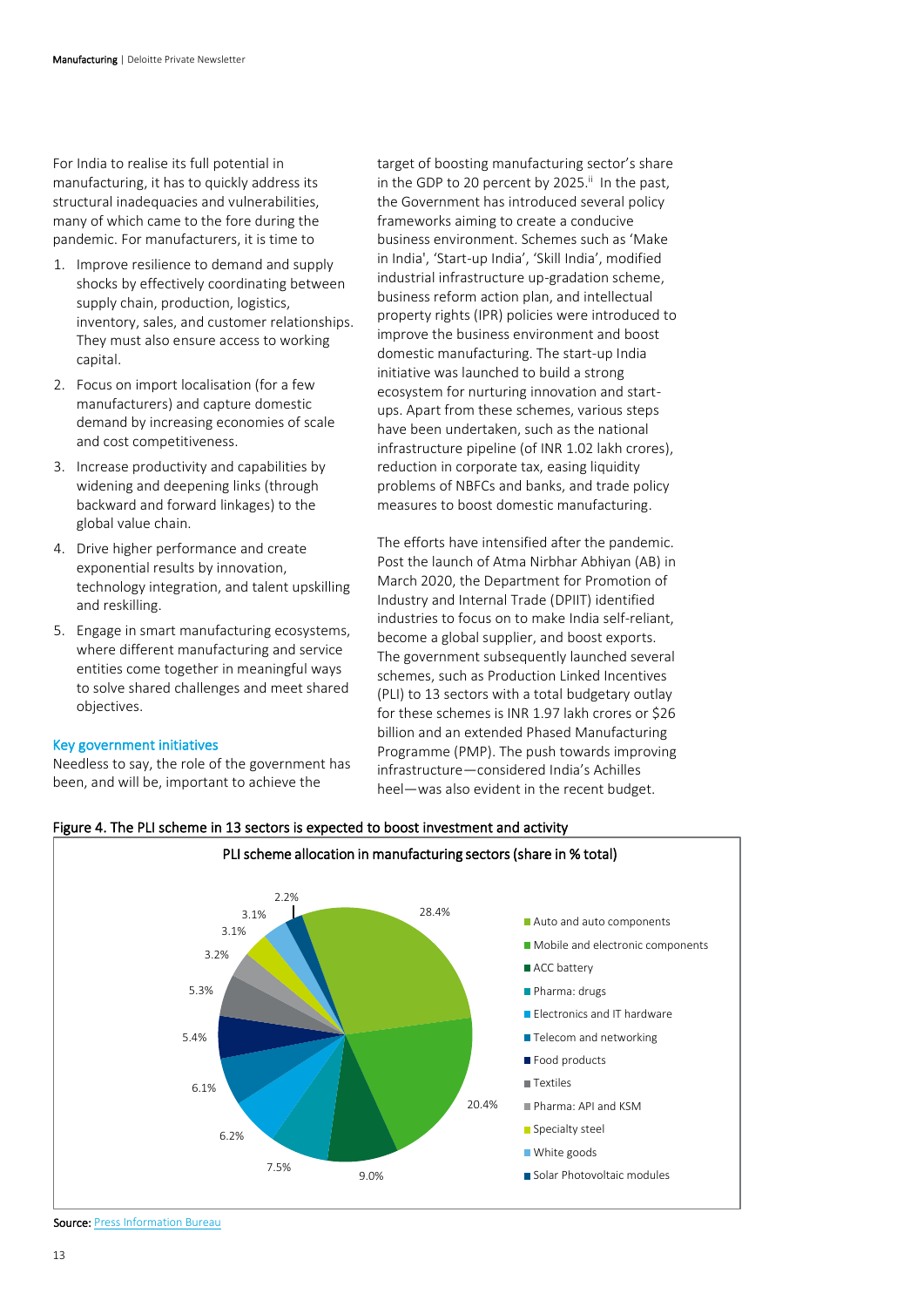For India to realise its full potential in manufacturing, it has to quickly address its structural inadequacies and vulnerabilities, many of which came to the fore during the pandemic. For manufacturers, it is time to

1. Improve resilience to demand and supply shocks by effectively coordinating between supply chain, production, logistics, inventory, sales, and customer relationships. They must also ensure access to working capital.
2. Focus on import localisation (for a few manufacturers) and capture domestic demand by increasing economies of scale and cost competitiveness.
3. Increase productivity and capabilities by widening and deepening links (through backward and forward linkages) to the global value chain.
4. Drive higher performance and create exponential results by innovation, technology integration, and talent upskilling and reskilling.
5. Engage in smart manufacturing ecosystems, where different manufacturing and service entities come together in meaningful ways to solve shared challenges and meet shared objectives.

### Key government initiatives

Needless to say, the role of the government has been, and will be, important to achieve the target of boosting manufacturing sector's share in the GDP to 20 percent by 2025.[ii] In the past, the Government has introduced several policy frameworks aiming to create a conducive business environment. Schemes such as 'Make in India', 'Start-up India', 'Skill India', modified industrial infrastructure up-gradation scheme, business reform action plan, and intellectual property rights (IPR) policies were introduced to improve the business environment and boost domestic manufacturing. The start-up India initiative was launched to build a strong ecosystem for nurturing innovation and start-ups. Apart from these schemes, various steps have been undertaken, such as the national infrastructure pipeline (of INR 1.02 lakh crores), reduction in corporate tax, easing liquidity problems of NBFCs and banks, and trade policy measures to boost domestic manufacturing.

The efforts have intensified after the pandemic. Post the launch of Atma Nirbhar Abhiyan (AB) in March 2020, the Department for Promotion of Industry and Internal Trade (DPIIT) identified industries to focus on to make India self-reliant, become a global supplier, and boost exports. The government subsequently launched several schemes, such as Production Linked Incentives (PLI) to 13 sectors with a total budgetary outlay for these schemes is INR 1.97 lakh crores or $26 billion and an extended Phased Manufacturing Programme (PMP). The push towards improving infrastructure—considered India's Achilles heel—was also evident in the recent budget.

**Figure 4. The PLI scheme in 13 sectors is expected to boost investment and activity**

PLI scheme allocation in manufacturing sectors (share in % total)

| Sector | Share (%) |
|---|---|
| Auto and auto components | 28.4% |
| Mobile and electronic components | 20.4% |
| ACC battery | 9.0% |
| Pharma: drugs | 7.5% |
| Electronics and IT hardware | 6.2% |
| Telecom and networking | 6.1% |
| Food products | 5.4% |
| Textiles | 5.3% |
| Pharma: API and KSM | 3.2% |
| Specialty steel | 3.1% |
| White goods | 3.1% |
| Solar Photovoltaic modules | 2.2% |

**Source:** Press Information Bureau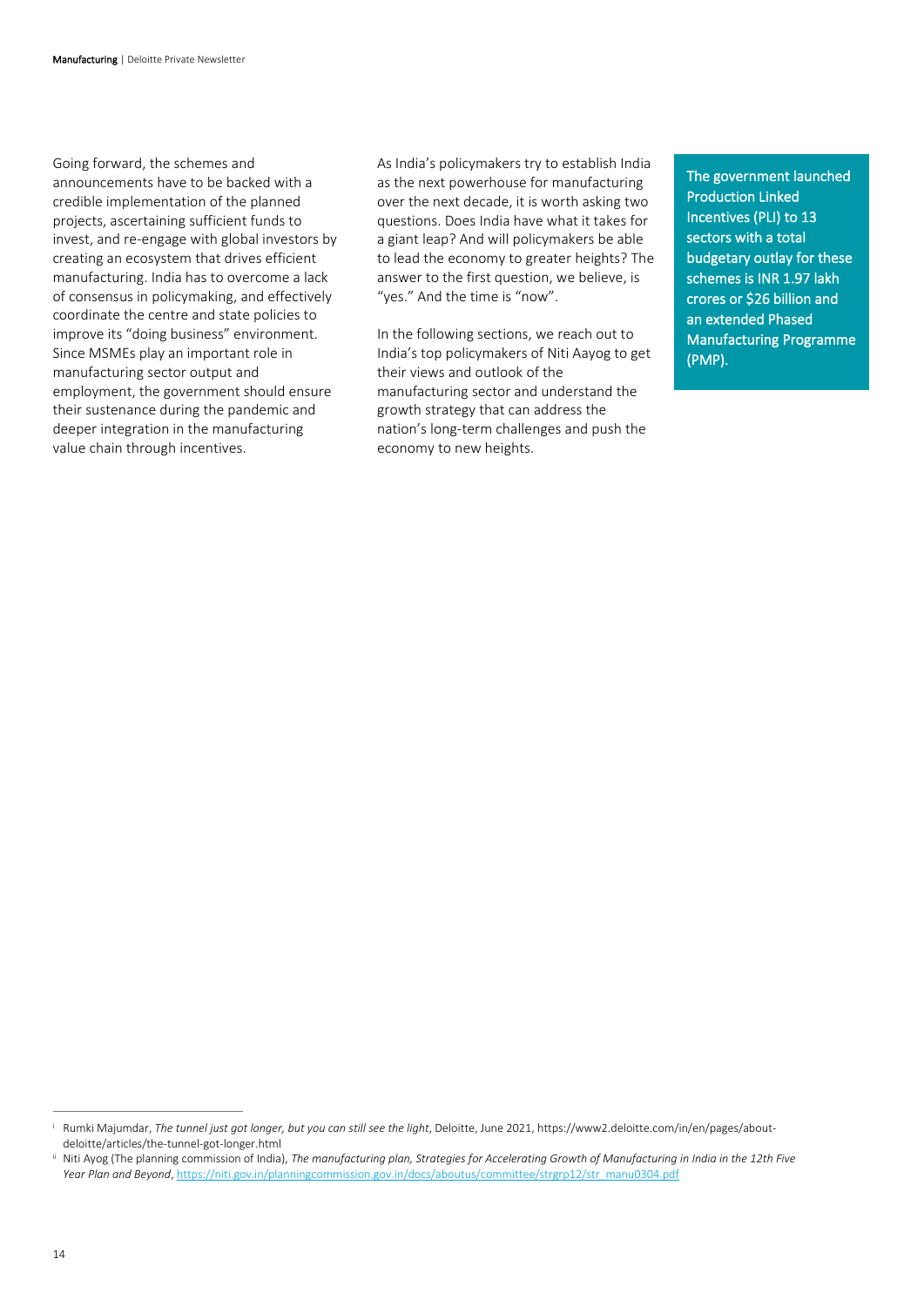Going forward, the schemes and announcements have to be backed with a credible implementation of the planned projects, ascertaining sufficient funds to invest, and re-engage with global investors by creating an ecosystem that drives efficient manufacturing. India has to overcome a lack of consensus in policymaking, and effectively coordinate the centre and state policies to improve its "doing business" environment. Since MSMEs play an important role in manufacturing sector output and employment, the government should ensure their sustenance during the pandemic and deeper integration in the manufacturing value chain through incentives.

As India's policymakers try to establish India as the next powerhouse for manufacturing over the next decade, it is worth asking two questions. Does India have what it takes for a giant leap? And will policymakers be able to lead the economy to greater heights? The answer to the first question, we believe, is "yes." And the time is "now".

In the following sections, we reach out to India's top policymakers of Niti Aayog to get their views and outlook of the manufacturing sector and understand the growth strategy that can address the nation's long-term challenges and push the economy to new heights.

**The government launched Production Linked Incentives (PLI) to 13 sectors with a total budgetary outlay for these schemes is INR 1.97 lakh crores or $26 billion and an extended Phased Manufacturing Programme (PMP).**

---

[i] Rumki Majumdar, *The tunnel just got longer, but you can still see the light*, Deloitte, June 2021, https://www2.deloitte.com/in/en/pages/about-deloitte/articles/the-tunnel-got-longer.html

[ii] Niti Ayog (The planning commission of India), *The manufacturing plan, Strategies for Accelerating Growth of Manufacturing in India in the 12th Five Year Plan and Beyond*, https://niti.gov.in/planningcommission.gov.in/docs/aboutus/committee/strgrp12/str_manu0304.pdf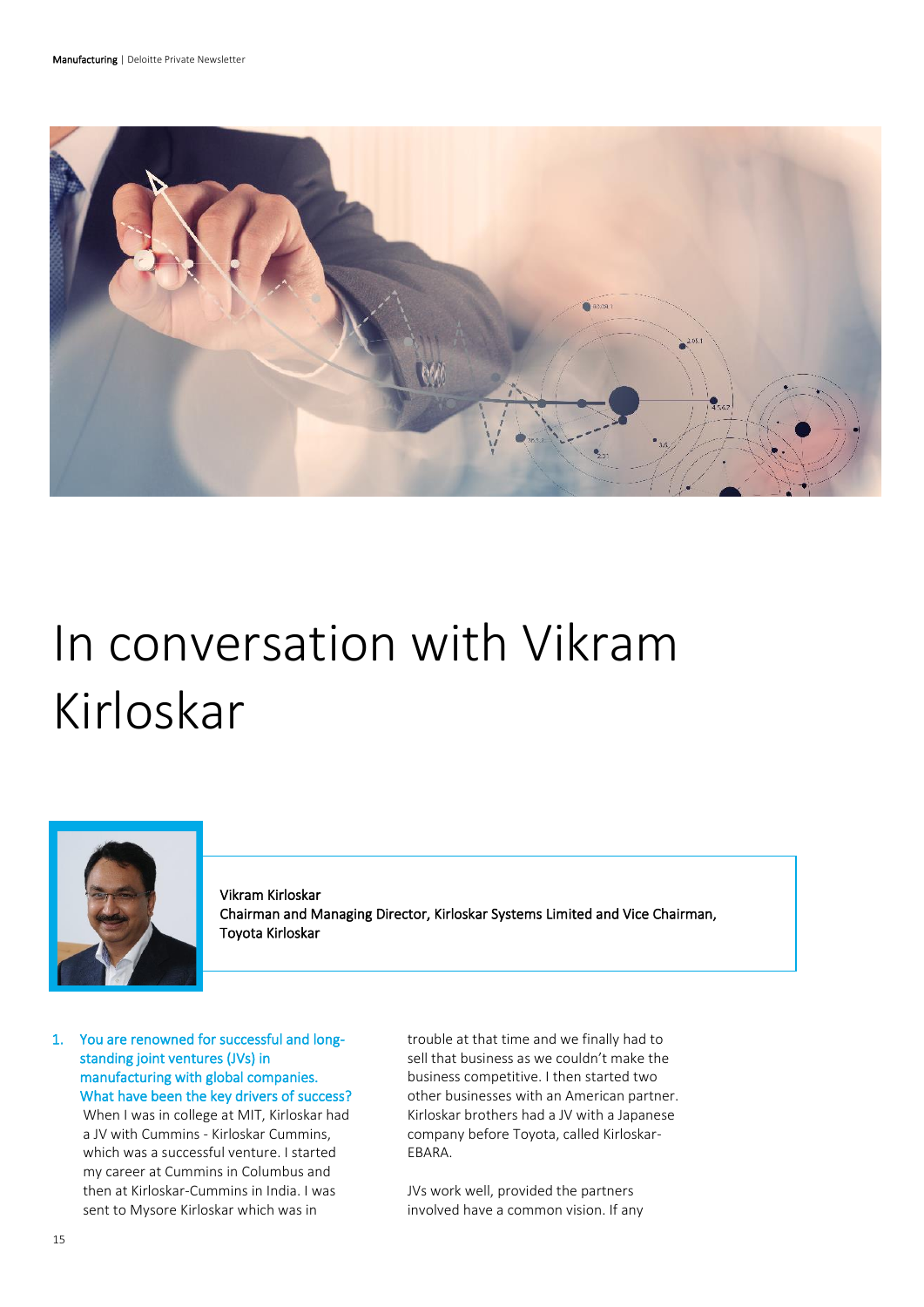# In conversation with Vikram Kirloskar

Vikram Kirloskar
Chairman and Managing Director, Kirloskar Systems Limited and Vice Chairman, Toyota Kirloskar

1. **You are renowned for successful and long-standing joint ventures (JVs) in manufacturing with global companies. What have been the key drivers of success?**

   When I was in college at MIT, Kirloskar had a JV with Cummins - Kirloskar Cummins, which was a successful venture. I started my career at Cummins in Columbus and then at Kirloskar-Cummins in India. I was sent to Mysore Kirloskar which was in trouble at that time and we finally had to sell that business as we couldn't make the business competitive. I then started two other businesses with an American partner. Kirloskar brothers had a JV with a Japanese company before Toyota, called Kirloskar-EBARA.

   JVs work well, provided the partners involved have a common vision. If any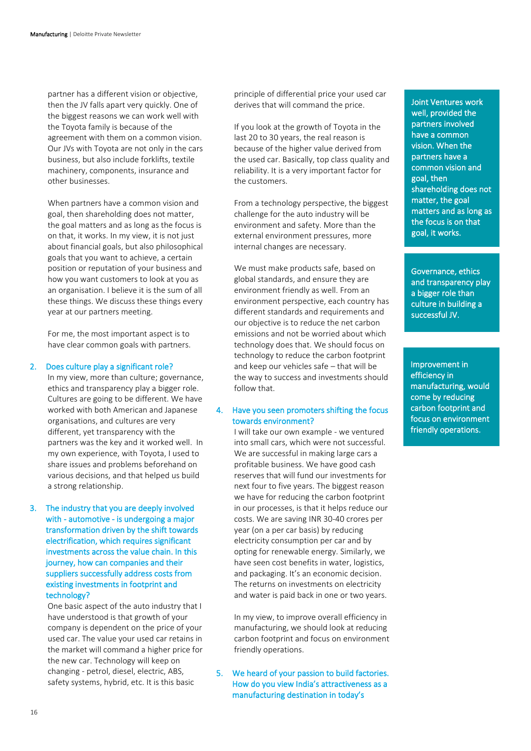partner has a different vision or objective, then the JV falls apart very quickly. One of the biggest reasons we can work well with the Toyota family is because of the agreement with them on a common vision. Our JVs with Toyota are not only in the cars business, but also include forklifts, textile machinery, components, insurance and other businesses.

When partners have a common vision and goal, then shareholding does not matter, the goal matters and as long as the focus is on that, it works. In my view, it is not just about financial goals, but also philosophical goals that you want to achieve, a certain position or reputation of your business and how you want customers to look at you as an organisation. I believe it is the sum of all these things. We discuss these things every year at our partners meeting.

For me, the most important aspect is to have clear common goals with partners.

2. **Does culture play a significant role?**
   In my view, more than culture; governance, ethics and transparency play a bigger role. Cultures are going to be different. We have worked with both American and Japanese organisations, and cultures are very different, yet transparency with the partners was the key and it worked well. In my own experience, with Toyota, I used to share issues and problems beforehand on various decisions, and that helped us build a strong relationship.

3. **The industry that you are deeply involved with - automotive - is undergoing a major transformation driven by the shift towards electrification, which requires significant investments across the value chain. In this journey, how can companies and their suppliers successfully address costs from existing investments in footprint and technology?**
   One basic aspect of the auto industry that I have understood is that growth of your company is dependent on the price of your used car. The value your used car retains in the market will command a higher price for the new car. Technology will keep on changing - petrol, diesel, electric, ABS, safety systems, hybrid, etc. It is this basic principle of differential price your used car derives that will command the price.

   If you look at the growth of Toyota in the last 20 to 30 years, the real reason is because of the higher value derived from the used car. Basically, top class quality and reliability. It is a very important factor for the customers.

   From a technology perspective, the biggest challenge for the auto industry will be environment and safety. More than the external environment pressures, more internal changes are necessary.

   We must make products safe, based on global standards, and ensure they are environment friendly as well. From an environment perspective, each country has different standards and requirements and our objective is to reduce the net carbon emissions and not be worried about which technology does that. We should focus on technology to reduce the carbon footprint and keep our vehicles safe – that will be the way to success and investments should follow that.

4. **Have you seen promoters shifting the focus towards environment?**
   I will take our own example - we ventured into small cars, which were not successful. We are successful in making large cars a profitable business. We have good cash reserves that will fund our investments for next four to five years. The biggest reason we have for reducing the carbon footprint in our processes, is that it helps reduce our costs. We are saving INR 30-40 crores per year (on a per car basis) by reducing electricity consumption per car and by opting for renewable energy. Similarly, we have seen cost benefits in water, logistics, and packaging. It's an economic decision. The returns on investments on electricity and water is paid back in one or two years.

   In my view, to improve overall efficiency in manufacturing, we should look at reducing carbon footprint and focus on environment friendly operations.

5. **We heard of your passion to build factories. How do you view India's attractiveness as a manufacturing destination in today's**

> Joint Ventures work well, provided the partners involved have a common vision. When the partners have a common vision and goal, then shareholding does not matter, the goal matters and as long as the focus is on that goal, it works.

> Governance, ethics and transparency play a bigger role than culture in building a successful JV.

> Improvement in efficiency in manufacturing, would come by reducing carbon footprint and focus on environment friendly operations.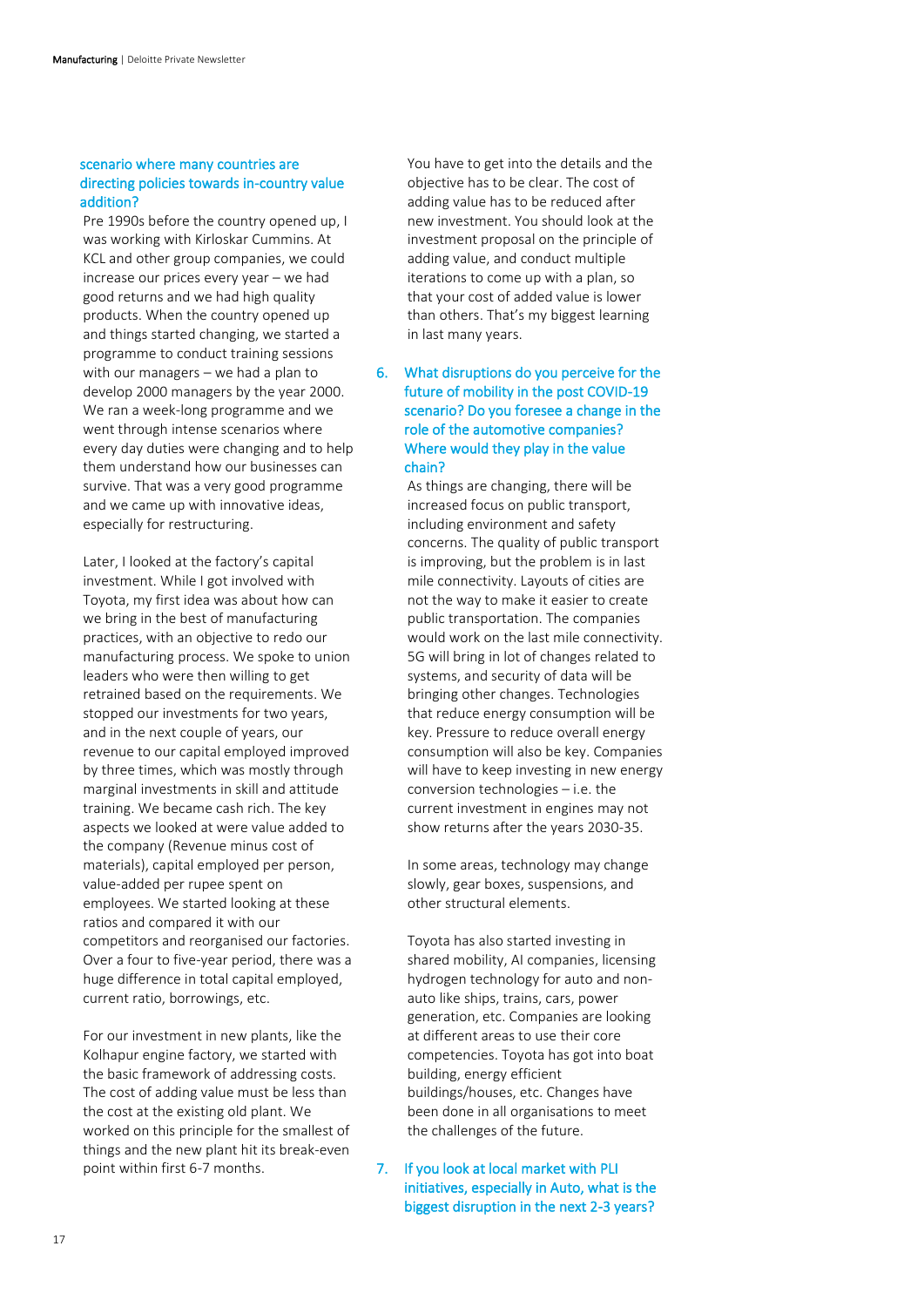**scenario where many countries are directing policies towards in-country value addition?**

Pre 1990s before the country opened up, I was working with Kirloskar Cummins. At KCL and other group companies, we could increase our prices every year – we had good returns and we had high quality products. When the country opened up and things started changing, we started a programme to conduct training sessions with our managers – we had a plan to develop 2000 managers by the year 2000. We ran a week-long programme and we went through intense scenarios where every day duties were changing and to help them understand how our businesses can survive. That was a very good programme and we came up with innovative ideas, especially for restructuring.

Later, I looked at the factory's capital investment. While I got involved with Toyota, my first idea was about how can we bring in the best of manufacturing practices, with an objective to redo our manufacturing process. We spoke to union leaders who were then willing to get retrained based on the requirements. We stopped our investments for two years, and in the next couple of years, our revenue to our capital employed improved by three times, which was mostly through marginal investments in skill and attitude training. We became cash rich. The key aspects we looked at were value added to the company (Revenue minus cost of materials), capital employed per person, value-added per rupee spent on employees. We started looking at these ratios and compared it with our competitors and reorganised our factories. Over a four to five-year period, there was a huge difference in total capital employed, current ratio, borrowings, etc.

For our investment in new plants, like the Kolhapur engine factory, we started with the basic framework of addressing costs. The cost of adding value must be less than the cost at the existing old plant. We worked on this principle for the smallest of things and the new plant hit its break-even point within first 6-7 months.

You have to get into the details and the objective has to be clear. The cost of adding value has to be reduced after new investment. You should look at the investment proposal on the principle of adding value, and conduct multiple iterations to come up with a plan, so that your cost of added value is lower than others. That's my biggest learning in last many years.

6. **What disruptions do you perceive for the future of mobility in the post COVID-19 scenario? Do you foresee a change in the role of the automotive companies? Where would they play in the value chain?**

   As things are changing, there will be increased focus on public transport, including environment and safety concerns. The quality of public transport is improving, but the problem is in last mile connectivity. Layouts of cities are not the way to make it easier to create public transportation. The companies would work on the last mile connectivity. 5G will bring in lot of changes related to systems, and security of data will be bringing other changes. Technologies that reduce energy consumption will be key. Pressure to reduce overall energy consumption will also be key. Companies will have to keep investing in new energy conversion technologies – i.e. the current investment in engines may not show returns after the years 2030-35.

   In some areas, technology may change slowly, gear boxes, suspensions, and other structural elements.

   Toyota has also started investing in shared mobility, AI companies, licensing hydrogen technology for auto and non-auto like ships, trains, cars, power generation, etc. Companies are looking at different areas to use their core competencies. Toyota has got into boat building, energy efficient buildings/houses, etc. Changes have been done in all organisations to meet the challenges of the future.

7. **If you look at local market with PLI initiatives, especially in Auto, what is the biggest disruption in the next 2-3 years?**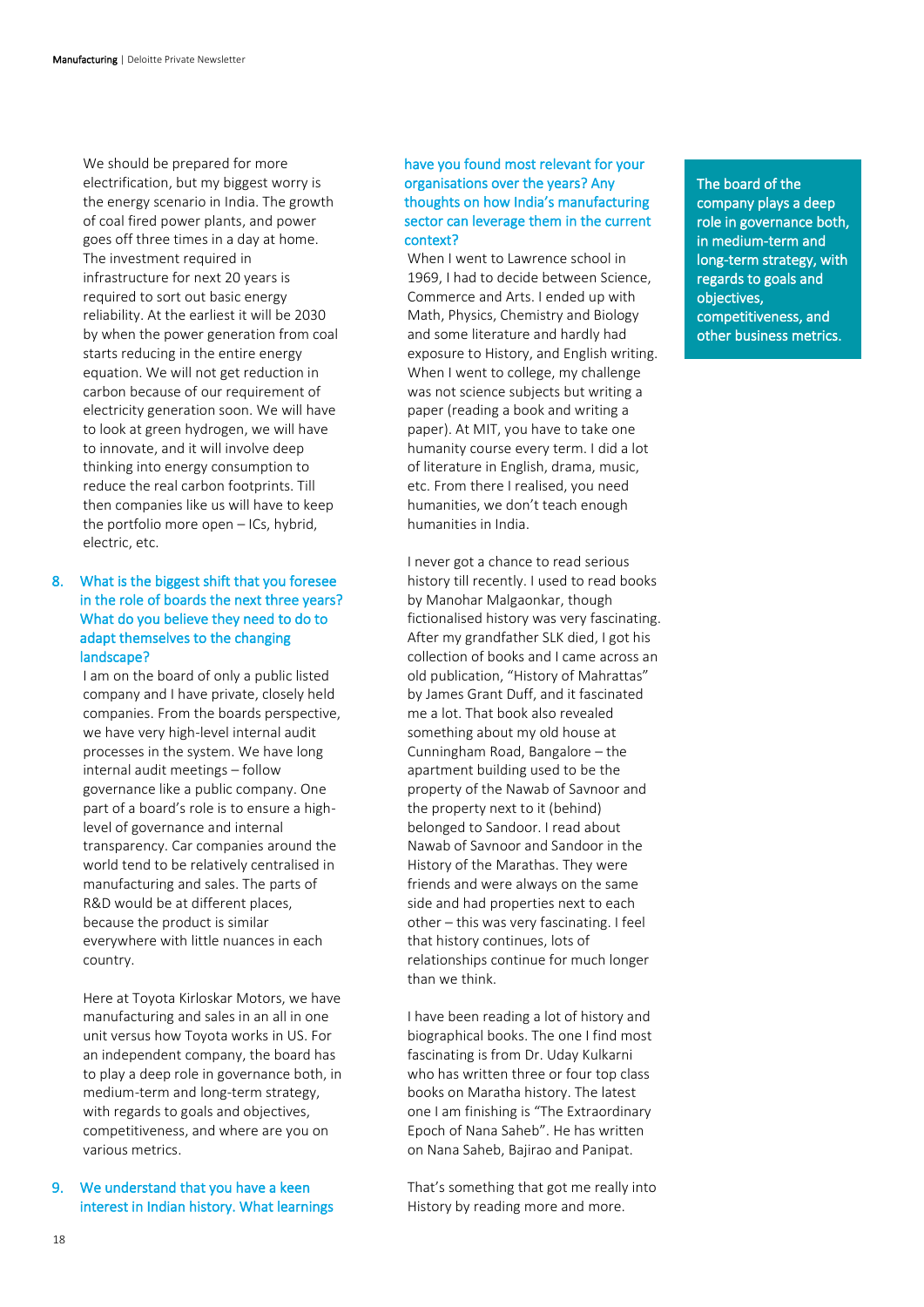We should be prepared for more electrification, but my biggest worry is the energy scenario in India. The growth of coal fired power plants, and power goes off three times in a day at home. The investment required in infrastructure for next 20 years is required to sort out basic energy reliability. At the earliest it will be 2030 by when the power generation from coal starts reducing in the entire energy equation. We will not get reduction in carbon because of our requirement of electricity generation soon. We will have to look at green hydrogen, we will have to innovate, and it will involve deep thinking into energy consumption to reduce the real carbon footprints. Till then companies like us will have to keep the portfolio more open – ICs, hybrid, electric, etc.

8. **What is the biggest shift that you foresee in the role of boards the next three years? What do you believe they need to do to adapt themselves to the changing landscape?**

I am on the board of only a public listed company and I have private, closely held companies. From the boards perspective, we have very high-level internal audit processes in the system. We have long internal audit meetings – follow governance like a public company. One part of a board's role is to ensure a high-level of governance and internal transparency. Car companies around the world tend to be relatively centralised in manufacturing and sales. The parts of R&D would be at different places, because the product is similar everywhere with little nuances in each country.

Here at Toyota Kirloskar Motors, we have manufacturing and sales in an all in one unit versus how Toyota works in US. For an independent company, the board has to play a deep role in governance both, in medium-term and long-term strategy, with regards to goals and objectives, competitiveness, and where are you on various metrics.

9. **We understand that you have a keen interest in Indian history. What learnings have you found most relevant for your organisations over the years? Any thoughts on how India's manufacturing sector can leverage them in the current context?**

When I went to Lawrence school in 1969, I had to decide between Science, Commerce and Arts. I ended up with Math, Physics, Chemistry and Biology and some literature and hardly had exposure to History, and English writing. When I went to college, my challenge was not science subjects but writing a paper (reading a book and writing a paper). At MIT, you have to take one humanity course every term. I did a lot of literature in English, drama, music, etc. From there I realised, you need humanities, we don't teach enough humanities in India.

I never got a chance to read serious history till recently. I used to read books by Manohar Malgaonkar, though fictionalised history was very fascinating. After my grandfather SLK died, I got his collection of books and I came across an old publication, "History of Mahrattas" by James Grant Duff, and it fascinated me a lot. That book also revealed something about my old house at Cunningham Road, Bangalore – the apartment building used to be the property of the Nawab of Savnoor and the property next to it (behind) belonged to Sandoor. I read about Nawab of Savnoor and Sandoor in the History of the Marathas. They were friends and were always on the same side and had properties next to each other – this was very fascinating. I feel that history continues, lots of relationships continue for much longer than we think.

I have been reading a lot of history and biographical books. The one I find most fascinating is from Dr. Uday Kulkarni who has written three or four top class books on Maratha history. The latest one I am finishing is "The Extraordinary Epoch of Nana Saheb". He has written on Nana Saheb, Bajirao and Panipat.

That's something that got me really into History by reading more and more.

> The board of the company plays a deep role in governance both, in medium-term and long-term strategy, with regards to goals and objectives, competitiveness, and other business metrics.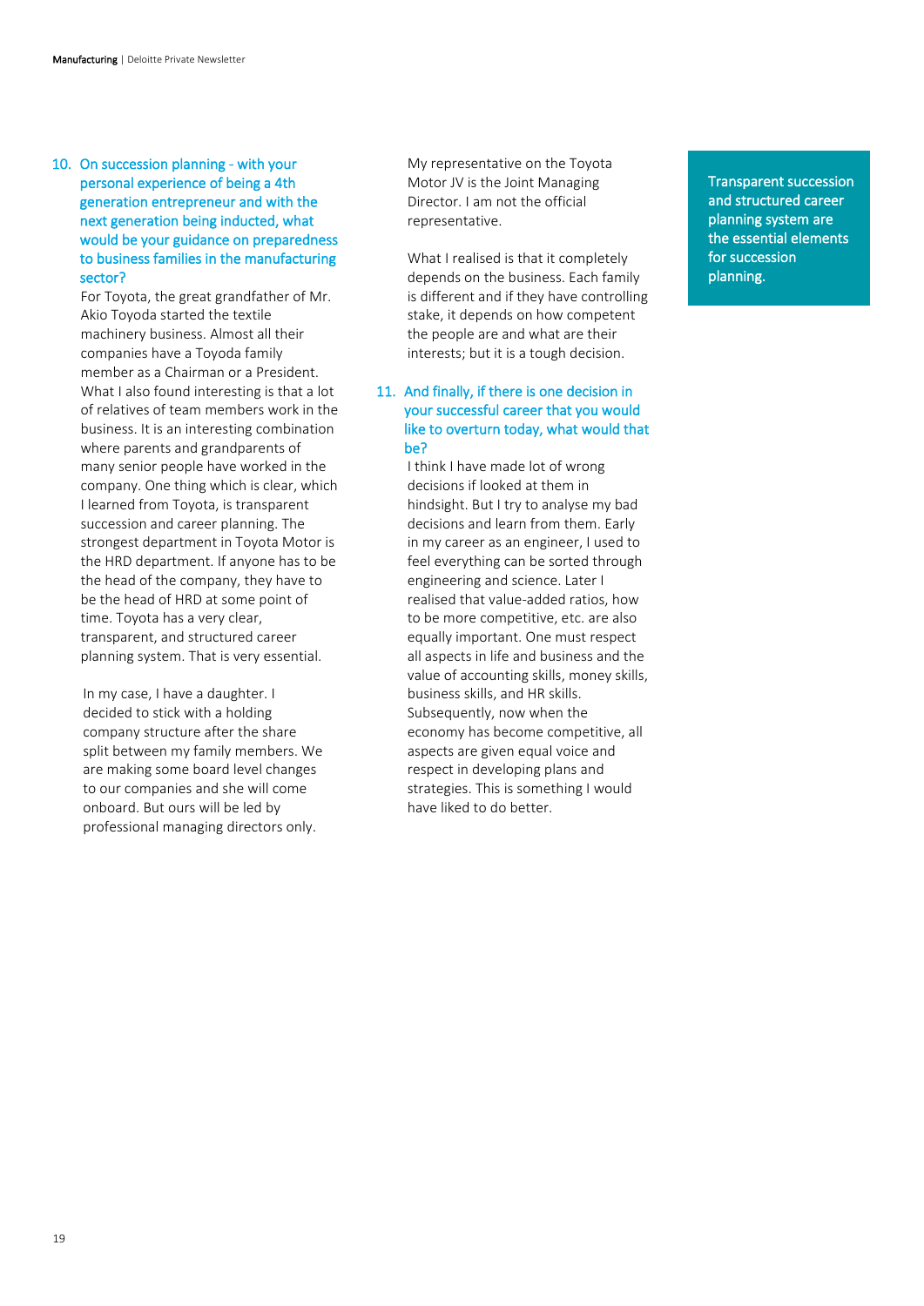10. **On succession planning - with your personal experience of being a 4th generation entrepreneur and with the next generation being inducted, what would be your guidance on preparedness to business families in the manufacturing sector?**

For Toyota, the great grandfather of Mr. Akio Toyoda started the textile machinery business. Almost all their companies have a Toyoda family member as a Chairman or a President. What I also found interesting is that a lot of relatives of team members work in the business. It is an interesting combination where parents and grandparents of many senior people have worked in the company. One thing which is clear, which I learned from Toyota, is transparent succession and career planning. The strongest department in Toyota Motor is the HRD department. If anyone has to be the head of the company, they have to be the head of HRD at some point of time. Toyota has a very clear, transparent, and structured career planning system. That is very essential.

In my case, I have a daughter. I decided to stick with a holding company structure after the share split between my family members. We are making some board level changes to our companies and she will come onboard. But ours will be led by professional managing directors only.

My representative on the Toyota Motor JV is the Joint Managing Director. I am not the official representative.

What I realised is that it completely depends on the business. Each family is different and if they have controlling stake, it depends on how competent the people are and what are their interests; but it is a tough decision.

11. **And finally, if there is one decision in your successful career that you would like to overturn today, what would that be?**

I think I have made lot of wrong decisions if looked at them in hindsight. But I try to analyse my bad decisions and learn from them. Early in my career as an engineer, I used to feel everything can be sorted through engineering and science. Later I realised that value-added ratios, how to be more competitive, etc. are also equally important. One must respect all aspects in life and business and the value of accounting skills, money skills, business skills, and HR skills. Subsequently, now when the economy has become competitive, all aspects are given equal voice and respect in developing plans and strategies. This is something I would have liked to do better.

> Transparent succession and structured career planning system are the essential elements for succession planning.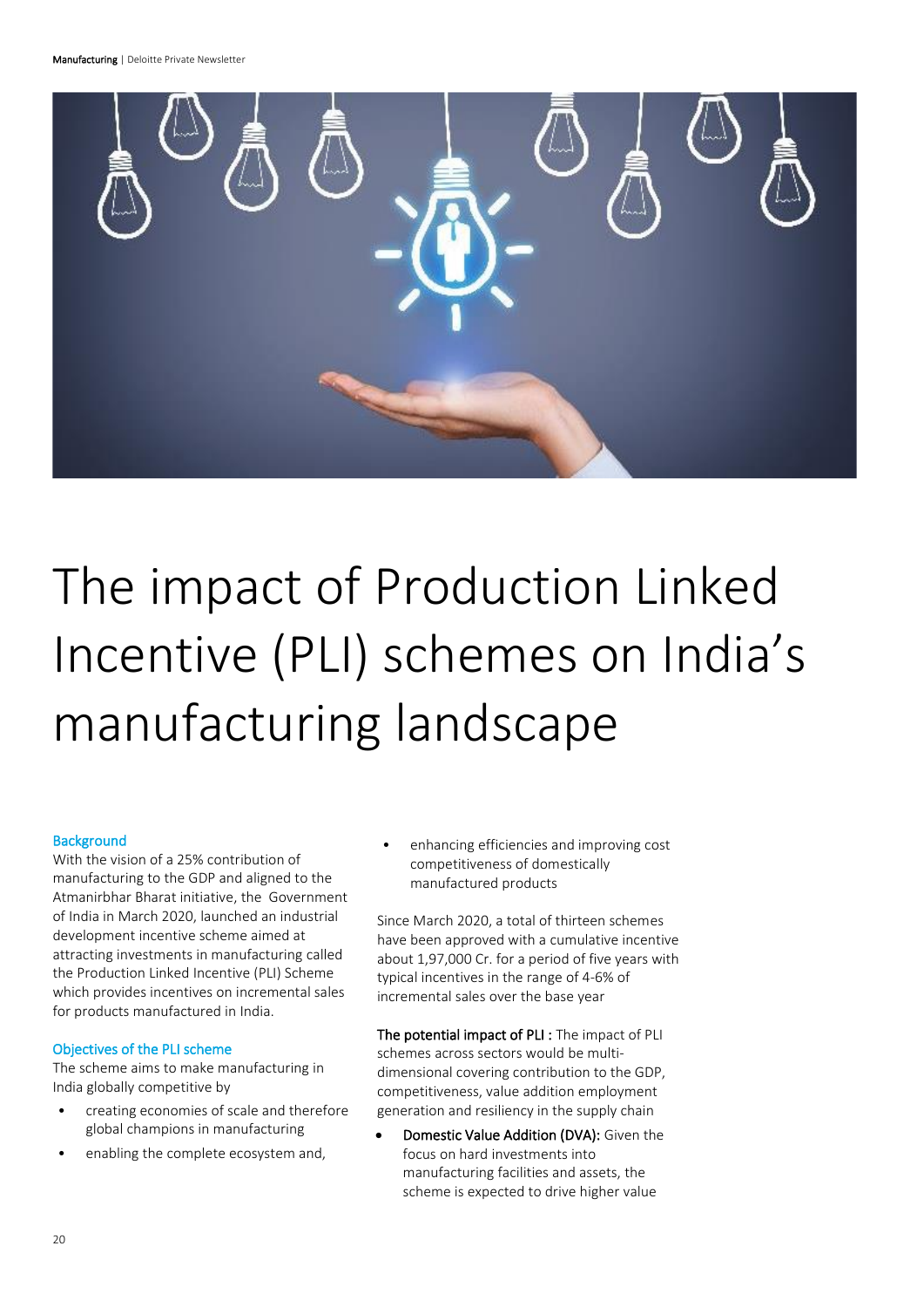# The impact of Production Linked Incentive (PLI) schemes on India's manufacturing landscape

## Background

With the vision of a 25% contribution of manufacturing to the GDP and aligned to the Atmanirbhar Bharat initiative, the Government of India in March 2020, launched an industrial development incentive scheme aimed at attracting investments in manufacturing called the Production Linked Incentive (PLI) Scheme which provides incentives on incremental sales for products manufactured in India.

## Objectives of the PLI scheme

The scheme aims to make manufacturing in India globally competitive by

- creating economies of scale and therefore global champions in manufacturing
- enabling the complete ecosystem and,
- enhancing efficiencies and improving cost competitiveness of domestically manufactured products

Since March 2020, a total of thirteen schemes have been approved with a cumulative incentive about 1,97,000 Cr. for a period of five years with typical incentives in the range of 4-6% of incremental sales over the base year

**The potential impact of PLI :** The impact of PLI schemes across sectors would be multi-dimensional covering contribution to the GDP, competitiveness, value addition employment generation and resiliency in the supply chain

- **Domestic Value Addition (DVA):** Given the focus on hard investments into manufacturing facilities and assets, the scheme is expected to drive higher value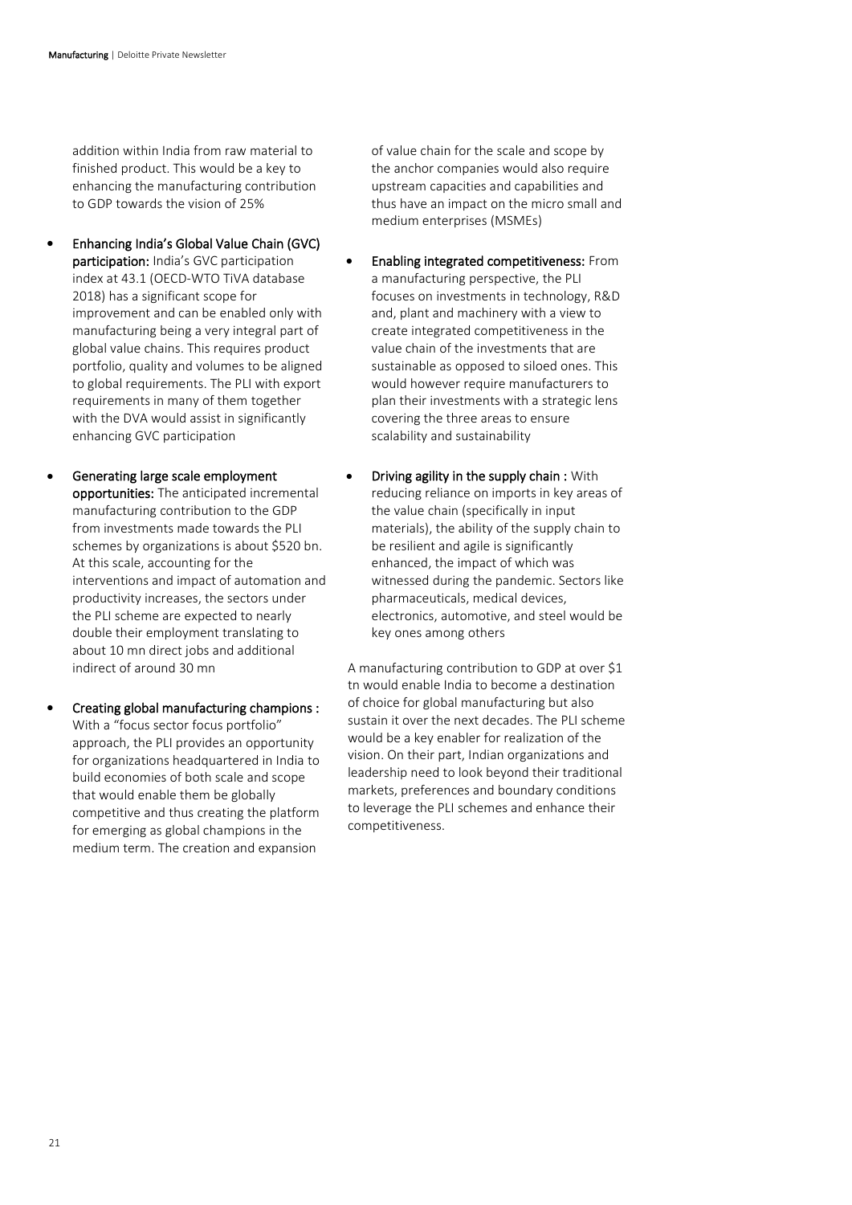addition within India from raw material to finished product. This would be a key to enhancing the manufacturing contribution to GDP towards the vision of 25%

- **Enhancing India's Global Value Chain (GVC) participation:** India's GVC participation index at 43.1 (OECD-WTO TiVA database 2018) has a significant scope for improvement and can be enabled only with manufacturing being a very integral part of global value chains. This requires product portfolio, quality and volumes to be aligned to global requirements. The PLI with export requirements in many of them together with the DVA would assist in significantly enhancing GVC participation

- **Generating large scale employment opportunities:** The anticipated incremental manufacturing contribution to the GDP from investments made towards the PLI schemes by organizations is about $520 bn. At this scale, accounting for the interventions and impact of automation and productivity increases, the sectors under the PLI scheme are expected to nearly double their employment translating to about 10 mn direct jobs and additional indirect of around 30 mn

- **Creating global manufacturing champions :** With a "focus sector focus portfolio" approach, the PLI provides an opportunity for organizations headquartered in India to build economies of both scale and scope that would enable them be globally competitive and thus creating the platform for emerging as global champions in the medium term. The creation and expansion of value chain for the scale and scope by the anchor companies would also require upstream capacities and capabilities and thus have an impact on the micro small and medium enterprises (MSMEs)

- **Enabling integrated competitiveness:** From a manufacturing perspective, the PLI focuses on investments in technology, R&D and, plant and machinery with a view to create integrated competitiveness in the value chain of the investments that are sustainable as opposed to siloed ones. This would however require manufacturers to plan their investments with a strategic lens covering the three areas to ensure scalability and sustainability

- **Driving agility in the supply chain :** With reducing reliance on imports in key areas of the value chain (specifically in input materials), the ability of the supply chain to be resilient and agile is significantly enhanced, the impact of which was witnessed during the pandemic. Sectors like pharmaceuticals, medical devices, electronics, automotive, and steel would be key ones among others

A manufacturing contribution to GDP at over $1 tn would enable India to become a destination of choice for global manufacturing but also sustain it over the next decades. The PLI scheme would be a key enabler for realization of the vision. On their part, Indian organizations and leadership need to look beyond their traditional markets, preferences and boundary conditions to leverage the PLI schemes and enhance their competitiveness.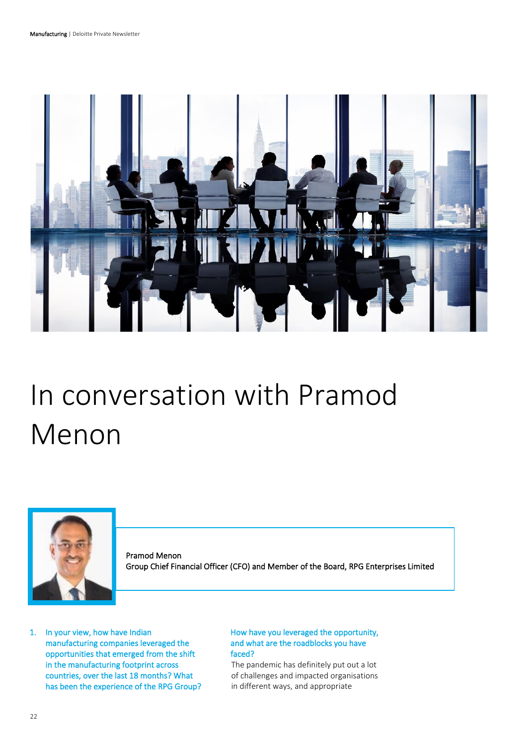# In conversation with Pramod Menon

Pramod Menon
Group Chief Financial Officer (CFO) and Member of the Board, RPG Enterprises Limited

1. In your view, how have Indian manufacturing companies leveraged the opportunities that emerged from the shift in the manufacturing footprint across countries, over the last 18 months? What has been the experience of the RPG Group? How have you leveraged the opportunity, and what are the roadblocks you have faced?

The pandemic has definitely put out a lot of challenges and impacted organisations in different ways, and appropriate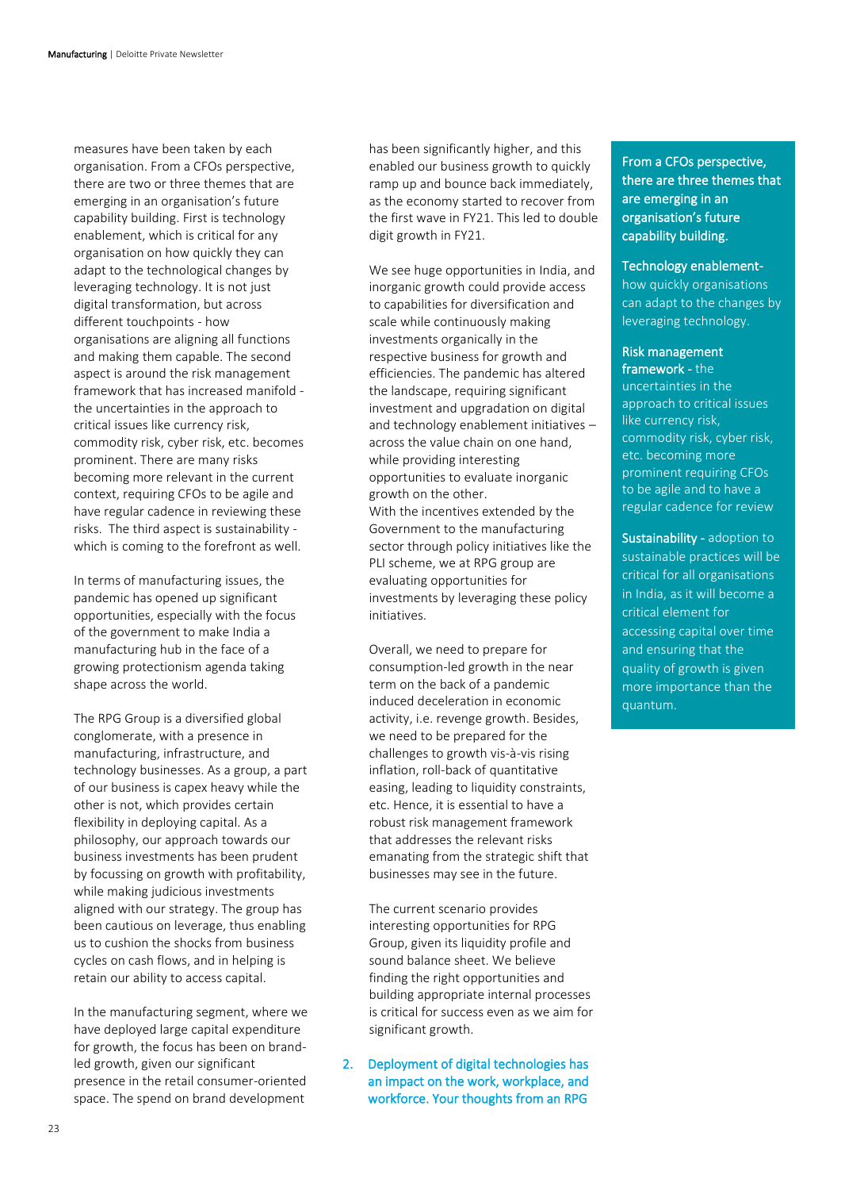measures have been taken by each organisation. From a CFOs perspective, there are two or three themes that are emerging in an organisation's future capability building. First is technology enablement, which is critical for any organisation on how quickly they can adapt to the technological changes by leveraging technology. It is not just digital transformation, but across different touchpoints - how organisations are aligning all functions and making them capable. The second aspect is around the risk management framework that has increased manifold - the uncertainties in the approach to critical issues like currency risk, commodity risk, cyber risk, etc. becomes prominent. There are many risks becoming more relevant in the current context, requiring CFOs to be agile and have regular cadence in reviewing these risks. The third aspect is sustainability - which is coming to the forefront as well.

In terms of manufacturing issues, the pandemic has opened up significant opportunities, especially with the focus of the government to make India a manufacturing hub in the face of a growing protectionism agenda taking shape across the world.

The RPG Group is a diversified global conglomerate, with a presence in manufacturing, infrastructure, and technology businesses. As a group, a part of our business is capex heavy while the other is not, which provides certain flexibility in deploying capital. As a philosophy, our approach towards our business investments has been prudent by focussing on growth with profitability, while making judicious investments aligned with our strategy. The group has been cautious on leverage, thus enabling us to cushion the shocks from business cycles on cash flows, and in helping is retain our ability to access capital.

In the manufacturing segment, where we have deployed large capital expenditure for growth, the focus has been on brand-led growth, given our significant presence in the retail consumer-oriented space. The spend on brand development has been significantly higher, and this enabled our business growth to quickly ramp up and bounce back immediately, as the economy started to recover from the first wave in FY21. This led to double digit growth in FY21.

We see huge opportunities in India, and inorganic growth could provide access to capabilities for diversification and scale while continuously making investments organically in the respective business for growth and efficiencies. The pandemic has altered the landscape, requiring significant investment and upgradation on digital and technology enablement initiatives – across the value chain on one hand, while providing interesting opportunities to evaluate inorganic growth on the other.
With the incentives extended by the Government to the manufacturing sector through policy initiatives like the PLI scheme, we at RPG group are evaluating opportunities for investments by leveraging these policy initiatives.

Overall, we need to prepare for consumption-led growth in the near term on the back of a pandemic induced deceleration in economic activity, i.e. revenge growth. Besides, we need to be prepared for the challenges to growth vis-à-vis rising inflation, roll-back of quantitative easing, leading to liquidity constraints, etc. Hence, it is essential to have a robust risk management framework that addresses the relevant risks emanating from the strategic shift that businesses may see in the future.

The current scenario provides interesting opportunities for RPG Group, given its liquidity profile and sound balance sheet. We believe finding the right opportunities and building appropriate internal processes is critical for success even as we aim for significant growth.

2. **Deployment of digital technologies has an impact on the work, workplace, and workforce. Your thoughts from an RPG**

**From a CFOs perspective, there are three themes that are emerging in an organisation's future capability building.**

**Technology enablement-** how quickly organisations can adapt to the changes by leveraging technology.

**Risk management framework -** the uncertainties in the approach to critical issues like currency risk, commodity risk, cyber risk, etc. becoming more prominent requiring CFOs to be agile and to have a regular cadence for review

**Sustainability -** adoption to sustainable practices will be critical for all organisations in India, as it will become a critical element for accessing capital over time and ensuring that the quality of growth is given more importance than the quantum.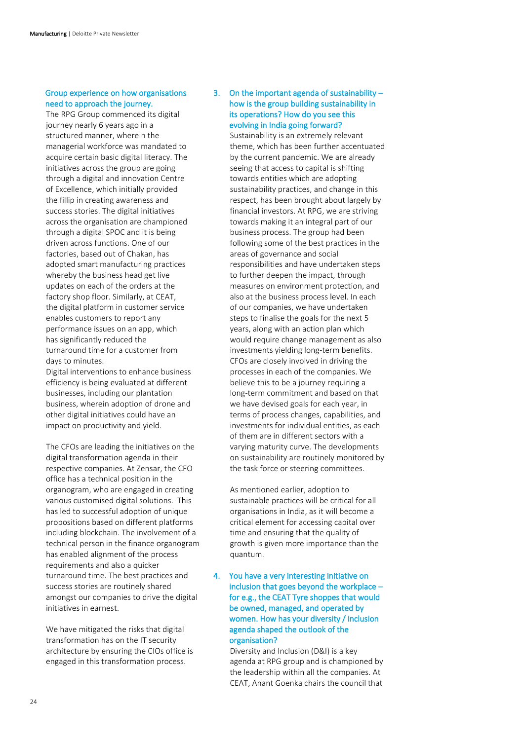Group experience on how organisations need to approach the journey.

The RPG Group commenced its digital journey nearly 6 years ago in a structured manner, wherein the managerial workforce was mandated to acquire certain basic digital literacy. The initiatives across the group are going through a digital and innovation Centre of Excellence, which initially provided the fillip in creating awareness and success stories. The digital initiatives across the organisation are championed through a digital SPOC and it is being driven across functions. One of our factories, based out of Chakan, has adopted smart manufacturing practices whereby the business head get live updates on each of the orders at the factory shop floor. Similarly, at CEAT, the digital platform in customer service enables customers to report any performance issues on an app, which has significantly reduced the turnaround time for a customer from days to minutes.

Digital interventions to enhance business efficiency is being evaluated at different businesses, including our plantation business, wherein adoption of drone and other digital initiatives could have an impact on productivity and yield.

The CFOs are leading the initiatives on the digital transformation agenda in their respective companies. At Zensar, the CFO office has a technical position in the organogram, who are engaged in creating various customised digital solutions. This has led to successful adoption of unique propositions based on different platforms including blockchain. The involvement of a technical person in the finance organogram has enabled alignment of the process requirements and also a quicker turnaround time. The best practices and success stories are routinely shared amongst our companies to drive the digital initiatives in earnest.

We have mitigated the risks that digital transformation has on the IT security architecture by ensuring the CIOs office is engaged in this transformation process.

3. On the important agenda of sustainability – how is the group building sustainability in its operations? How do you see this evolving in India going forward?

Sustainability is an extremely relevant theme, which has been further accentuated by the current pandemic. We are already seeing that access to capital is shifting towards entities which are adopting sustainability practices, and change in this respect, has been brought about largely by financial investors. At RPG, we are striving towards making it an integral part of our business process. The group had been following some of the best practices in the areas of governance and social responsibilities and have undertaken steps to further deepen the impact, through measures on environment protection, and also at the business process level. In each of our companies, we have undertaken steps to finalise the goals for the next 5 years, along with an action plan which would require change management as also investments yielding long-term benefits. CFOs are closely involved in driving the processes in each of the companies. We believe this to be a journey requiring a long-term commitment and based on that we have devised goals for each year, in terms of process changes, capabilities, and investments for individual entities, as each of them are in different sectors with a varying maturity curve. The developments on sustainability are routinely monitored by the task force or steering committees.

As mentioned earlier, adoption to sustainable practices will be critical for all organisations in India, as it will become a critical element for accessing capital over time and ensuring that the quality of growth is given more importance than the quantum.

4. You have a very interesting initiative on inclusion that goes beyond the workplace – for e.g., the CEAT Tyre shoppes that would be owned, managed, and operated by women. How has your diversity / inclusion agenda shaped the outlook of the organisation?

Diversity and Inclusion (D&I) is a key agenda at RPG group and is championed by the leadership within all the companies. At CEAT, Anant Goenka chairs the council that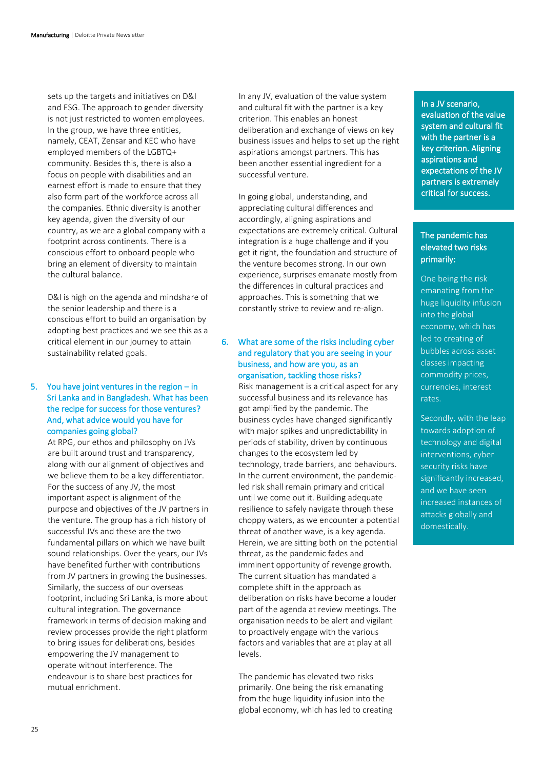sets up the targets and initiatives on D&I and ESG. The approach to gender diversity is not just restricted to women employees. In the group, we have three entities, namely, CEAT, Zensar and KEC who have employed members of the LGBTQ+ community. Besides this, there is also a focus on people with disabilities and an earnest effort is made to ensure that they also form part of the workforce across all the companies. Ethnic diversity is another key agenda, given the diversity of our country, as we are a global company with a footprint across continents. There is a conscious effort to onboard people who bring an element of diversity to maintain the cultural balance.

D&I is high on the agenda and mindshare of the senior leadership and there is a conscious effort to build an organisation by adopting best practices and we see this as a critical element in our journey to attain sustainability related goals.

## 5. You have joint ventures in the region – in Sri Lanka and in Bangladesh. What has been the recipe for success for those ventures? And, what advice would you have for companies going global?

At RPG, our ethos and philosophy on JVs are built around trust and transparency, along with our alignment of objectives and we believe them to be a key differentiator. For the success of any JV, the most important aspect is alignment of the purpose and objectives of the JV partners in the venture. The group has a rich history of successful JVs and these are the two fundamental pillars on which we have built sound relationships. Over the years, our JVs have benefited further with contributions from JV partners in growing the businesses. Similarly, the success of our overseas footprint, including Sri Lanka, is more about cultural integration. The governance framework in terms of decision making and review processes provide the right platform to bring issues for deliberations, besides empowering the JV management to operate without interference. The endeavour is to share best practices for mutual enrichment.

In any JV, evaluation of the value system and cultural fit with the partner is a key criterion. This enables an honest deliberation and exchange of views on key business issues and helps to set up the right aspirations amongst partners. This has been another essential ingredient for a successful venture.

In going global, understanding, and appreciating cultural differences and accordingly, aligning aspirations and expectations are extremely critical. Cultural integration is a huge challenge and if you get it right, the foundation and structure of the venture becomes strong. In our own experience, surprises emanate mostly from the differences in cultural practices and approaches. This is something that we constantly strive to review and re-align.

> **In a JV scenario, evaluation of the value system and cultural fit with the partner is a key criterion. Aligning aspirations and expectations of the JV partners is extremely critical for success.**

## 6. What are some of the risks including cyber and regulatory that you are seeing in your business, and how are you, as an organisation, tackling those risks?

Risk management is a critical aspect for any successful business and its relevance has got amplified by the pandemic. The business cycles have changed significantly with major spikes and unpredictability in periods of stability, driven by continuous changes to the ecosystem led by technology, trade barriers, and behaviours. In the current environment, the pandemic-led risk shall remain primary and critical until we come out it. Building adequate resilience to safely navigate through these choppy waters, as we encounter a potential threat of another wave, is a key agenda. Herein, we are sitting both on the potential threat, as the pandemic fades and imminent opportunity of revenge growth. The current situation has mandated a complete shift in the approach as deliberation on risks have become a louder part of the agenda at review meetings. The organisation needs to be alert and vigilant to proactively engage with the various factors and variables that are at play at all levels.

The pandemic has elevated two risks primarily. One being the risk emanating from the huge liquidity infusion into the global economy, which has led to creating

> **The pandemic has elevated two risks primarily:**
>
> One being the risk emanating from the huge liquidity infusion into the global economy, which has led to creating of bubbles across asset classes impacting commodity prices, currencies, interest rates.
>
> Secondly, with the leap towards adoption of technology and digital interventions, cyber security risks have significantly increased, and we have seen increased instances of attacks globally and domestically.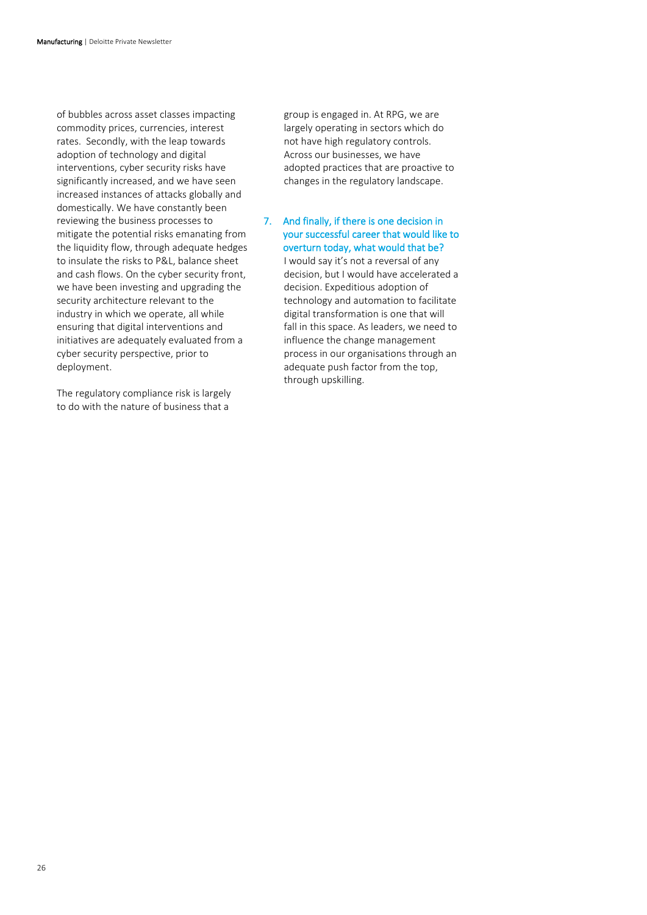of bubbles across asset classes impacting commodity prices, currencies, interest rates. Secondly, with the leap towards adoption of technology and digital interventions, cyber security risks have significantly increased, and we have seen increased instances of attacks globally and domestically. We have constantly been reviewing the business processes to mitigate the potential risks emanating from the liquidity flow, through adequate hedges to insulate the risks to P&L, balance sheet and cash flows. On the cyber security front, we have been investing and upgrading the security architecture relevant to the industry in which we operate, all while ensuring that digital interventions and initiatives are adequately evaluated from a cyber security perspective, prior to deployment.

The regulatory compliance risk is largely to do with the nature of business that a group is engaged in. At RPG, we are largely operating in sectors which do not have high regulatory controls. Across our businesses, we have adopted practices that are proactive to changes in the regulatory landscape.

7. **And finally, if there is one decision in your successful career that would like to overturn today, what would that be?**
   I would say it's not a reversal of any decision, but I would have accelerated a decision. Expeditious adoption of technology and automation to facilitate digital transformation is one that will fall in this space. As leaders, we need to influence the change management process in our organisations through an adequate push factor from the top, through upskilling.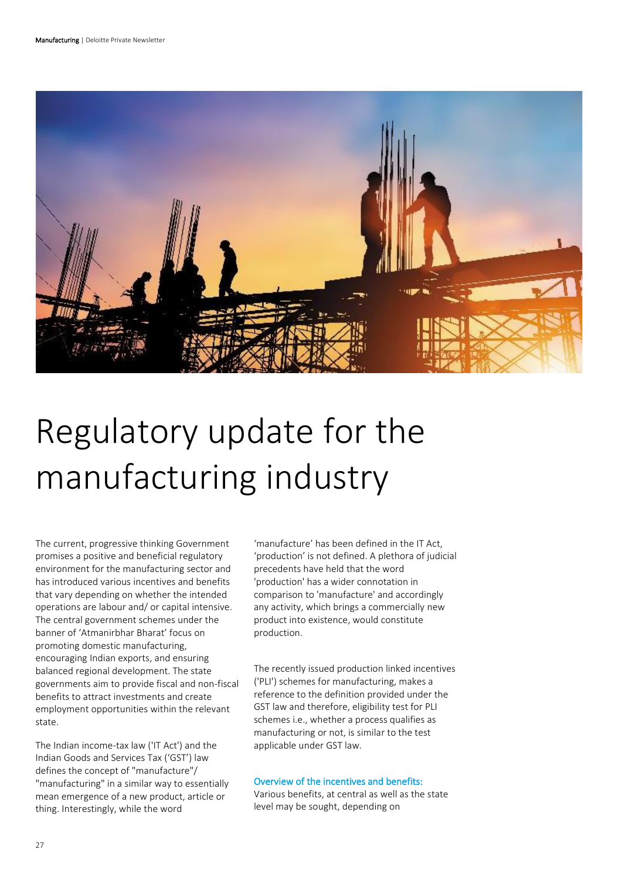# Regulatory update for the manufacturing industry

The current, progressive thinking Government promises a positive and beneficial regulatory environment for the manufacturing sector and has introduced various incentives and benefits that vary depending on whether the intended operations are labour and/ or capital intensive. The central government schemes under the banner of 'Atmanirbhar Bharat' focus on promoting domestic manufacturing, encouraging Indian exports, and ensuring balanced regional development. The state governments aim to provide fiscal and non-fiscal benefits to attract investments and create employment opportunities within the relevant state.

The Indian income-tax law ('IT Act') and the Indian Goods and Services Tax ('GST') law defines the concept of "manufacture"/ "manufacturing" in a similar way to essentially mean emergence of a new product, article or thing. Interestingly, while the word 'manufacture' has been defined in the IT Act, 'production' is not defined. A plethora of judicial precedents have held that the word 'production' has a wider connotation in comparison to 'manufacture' and accordingly any activity, which brings a commercially new product into existence, would constitute production.

The recently issued production linked incentives ('PLI') schemes for manufacturing, makes a reference to the definition provided under the GST law and therefore, eligibility test for PLI schemes i.e., whether a process qualifies as manufacturing or not, is similar to the test applicable under GST law.

### Overview of the incentives and benefits:

Various benefits, at central as well as the state level may be sought, depending on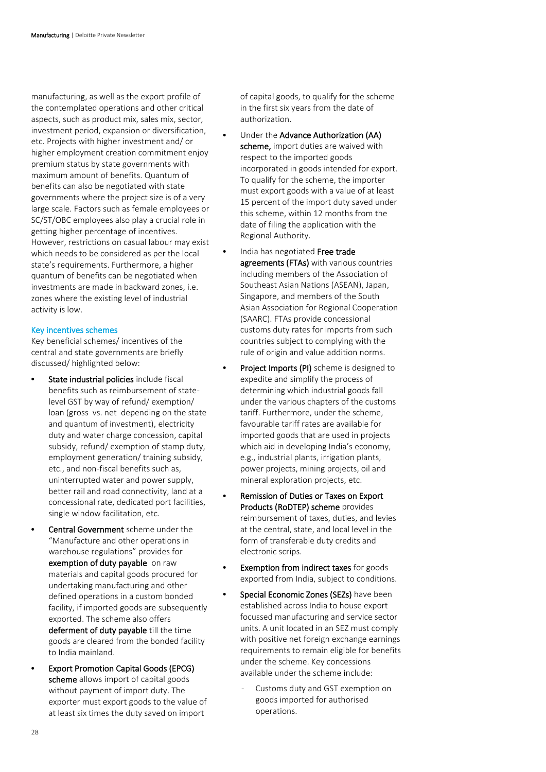manufacturing, as well as the export profile of the contemplated operations and other critical aspects, such as product mix, sales mix, sector, investment period, expansion or diversification, etc. Projects with higher investment and/ or higher employment creation commitment enjoy premium status by state governments with maximum amount of benefits. Quantum of benefits can also be negotiated with state governments where the project size is of a very large scale. Factors such as female employees or SC/ST/OBC employees also play a crucial role in getting higher percentage of incentives. However, restrictions on casual labour may exist which needs to be considered as per the local state's requirements. Furthermore, a higher quantum of benefits can be negotiated when investments are made in backward zones, i.e. zones where the existing level of industrial activity is low.

### Key incentives schemes

Key beneficial schemes/ incentives of the central and state governments are briefly discussed/ highlighted below:

- **State industrial policies** include fiscal benefits such as reimbursement of state-level GST by way of refund/ exemption/ loan (gross vs. net depending on the state and quantum of investment), electricity duty and water charge concession, capital subsidy, refund/ exemption of stamp duty, employment generation/ training subsidy, etc., and non-fiscal benefits such as, uninterrupted water and power supply, better rail and road connectivity, land at a concessional rate, dedicated port facilities, single window facilitation, etc.
- **Central Government** scheme under the "Manufacture and other operations in warehouse regulations" provides for **exemption of duty payable** on raw materials and capital goods procured for undertaking manufacturing and other defined operations in a custom bonded facility, if imported goods are subsequently exported. The scheme also offers **deferment of duty payable** till the time goods are cleared from the bonded facility to India mainland.
- **Export Promotion Capital Goods (EPCG) scheme** allows import of capital goods without payment of import duty. The exporter must export goods to the value of at least six times the duty saved on import of capital goods, to qualify for the scheme in the first six years from the date of authorization.
- Under the **Advance Authorization (AA) scheme,** import duties are waived with respect to the imported goods incorporated in goods intended for export. To qualify for the scheme, the importer must export goods with a value of at least 15 percent of the import duty saved under this scheme, within 12 months from the date of filing the application with the Regional Authority.
- India has negotiated **Free trade agreements (FTAs)** with various countries including members of the Association of Southeast Asian Nations (ASEAN), Japan, Singapore, and members of the South Asian Association for Regional Cooperation (SAARC). FTAs provide concessional customs duty rates for imports from such countries subject to complying with the rule of origin and value addition norms.
- **Project Imports (PI)** scheme is designed to expedite and simplify the process of determining which industrial goods fall under the various chapters of the customs tariff. Furthermore, under the scheme, favourable tariff rates are available for imported goods that are used in projects which aid in developing India's economy, e.g., industrial plants, irrigation plants, power projects, mining projects, oil and mineral exploration projects, etc.
- **Remission of Duties or Taxes on Export Products (RoDTEP) scheme** provides reimbursement of taxes, duties, and levies at the central, state, and local level in the form of transferable duty credits and electronic scrips.
- **Exemption from indirect taxes** for goods exported from India, subject to conditions.
- **Special Economic Zones (SEZs)** have been established across India to house export focussed manufacturing and service sector units. A unit located in an SEZ must comply with positive net foreign exchange earnings requirements to remain eligible for benefits under the scheme. Key concessions available under the scheme include:
  - Customs duty and GST exemption on goods imported for authorised operations.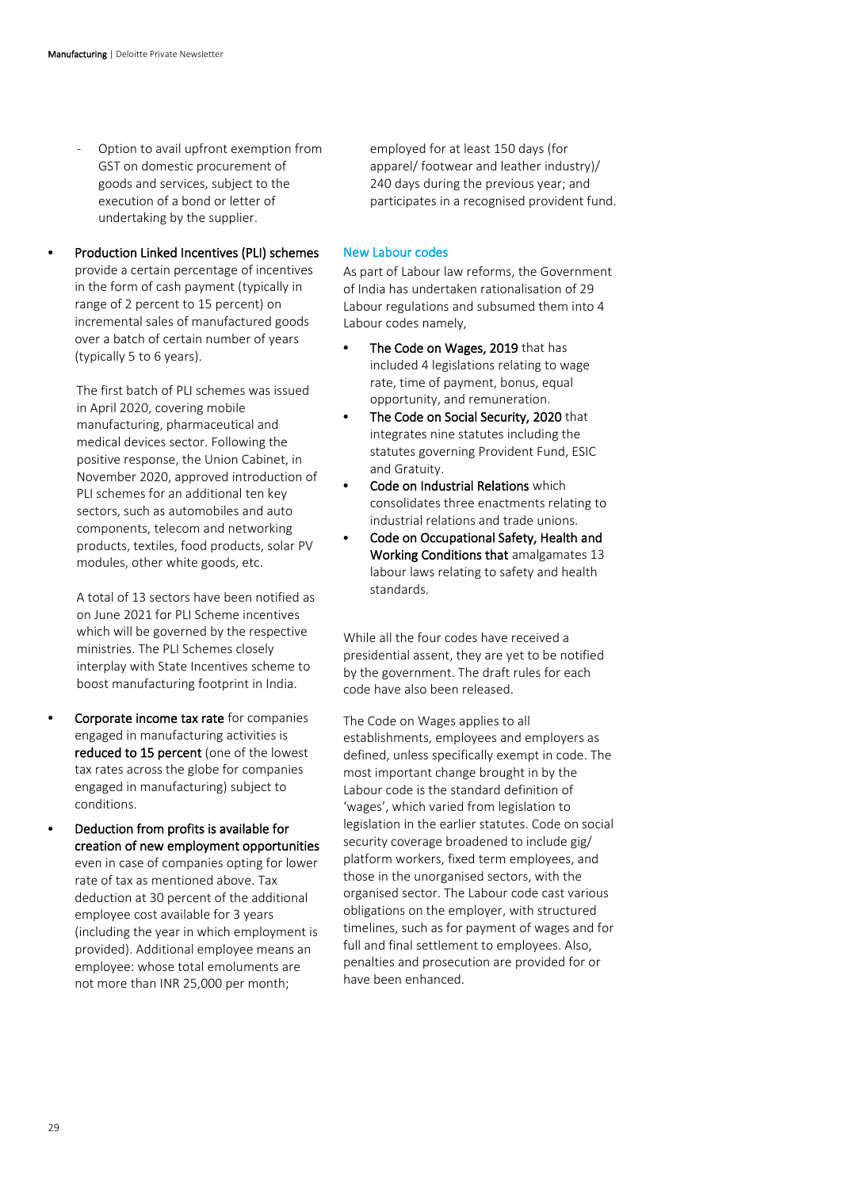- Option to avail upfront exemption from GST on domestic procurement of goods and services, subject to the execution of a bond or letter of undertaking by the supplier.

- **Production Linked Incentives (PLI) schemes** provide a certain percentage of incentives in the form of cash payment (typically in range of 2 percent to 15 percent) on incremental sales of manufactured goods over a batch of certain number of years (typically 5 to 6 years).

  The first batch of PLI schemes was issued in April 2020, covering mobile manufacturing, pharmaceutical and medical devices sector. Following the positive response, the Union Cabinet, in November 2020, approved introduction of PLI schemes for an additional ten key sectors, such as automobiles and auto components, telecom and networking products, textiles, food products, solar PV modules, other white goods, etc.

  A total of 13 sectors have been notified as on June 2021 for PLI Scheme incentives which will be governed by the respective ministries. The PLI Schemes closely interplay with State Incentives scheme to boost manufacturing footprint in India.

- **Corporate income tax rate** for companies engaged in manufacturing activities is **reduced to 15 percent** (one of the lowest tax rates across the globe for companies engaged in manufacturing) subject to conditions.

- **Deduction from profits is available for creation of new employment opportunities** even in case of companies opting for lower rate of tax as mentioned above. Tax deduction at 30 percent of the additional employee cost available for 3 years (including the year in which employment is provided). Additional employee means an employee: whose total emoluments are not more than INR 25,000 per month; employed for at least 150 days (for apparel/ footwear and leather industry)/ 240 days during the previous year; and participates in a recognised provident fund.

## New Labour codes

As part of Labour law reforms, the Government of India has undertaken rationalisation of 29 Labour regulations and subsumed them into 4 Labour codes namely,

- **The Code on Wages, 2019** that has included 4 legislations relating to wage rate, time of payment, bonus, equal opportunity, and remuneration.
- **The Code on Social Security, 2020** that integrates nine statutes including the statutes governing Provident Fund, ESIC and Gratuity.
- **Code on Industrial Relations** which consolidates three enactments relating to industrial relations and trade unions.
- **Code on Occupational Safety, Health and Working Conditions that** amalgamates 13 labour laws relating to safety and health standards.

While all the four codes have received a presidential assent, they are yet to be notified by the government. The draft rules for each code have also been released.

The Code on Wages applies to all establishments, employees and employers as defined, unless specifically exempt in code. The most important change brought in by the Labour code is the standard definition of 'wages', which varied from legislation to legislation in the earlier statutes. Code on social security coverage broadened to include gig/ platform workers, fixed term employees, and those in the unorganised sectors, with the organised sector. The Labour code cast various obligations on the employer, with structured timelines, such as for payment of wages and for full and final settlement to employees. Also, penalties and prosecution are provided for or have been enhanced.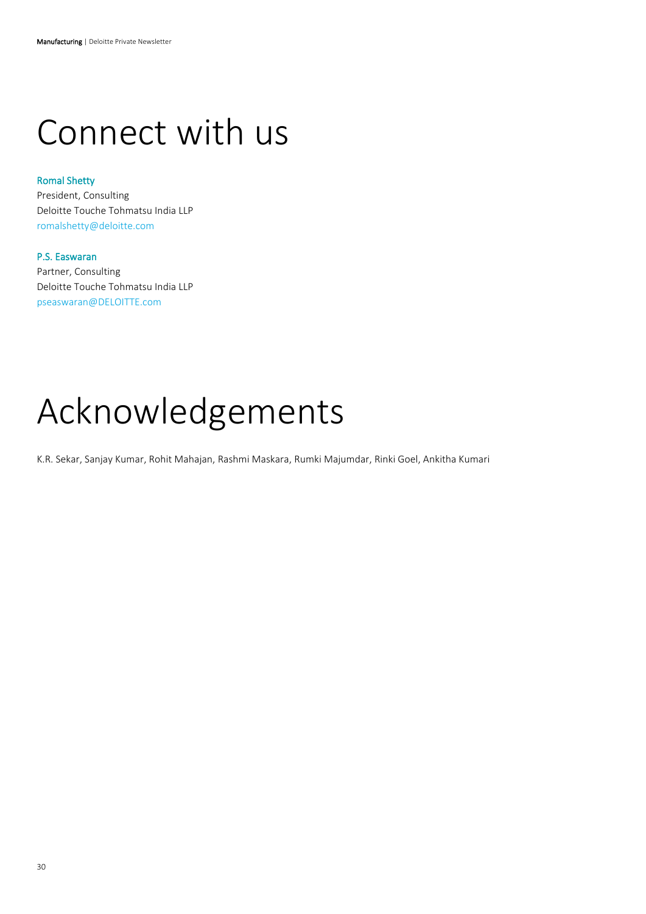# Connect with us

**Romal Shetty**
President, Consulting
Deloitte Touche Tohmatsu India LLP
romalshetty@deloitte.com

**P.S. Easwaran**
Partner, Consulting
Deloitte Touche Tohmatsu India LLP
pseaswaran@DELOITTE.com

# Acknowledgements

K.R. Sekar, Sanjay Kumar, Rohit Mahajan, Rashmi Maskara, Rumki Majumdar, Rinki Goel, Ankitha Kumari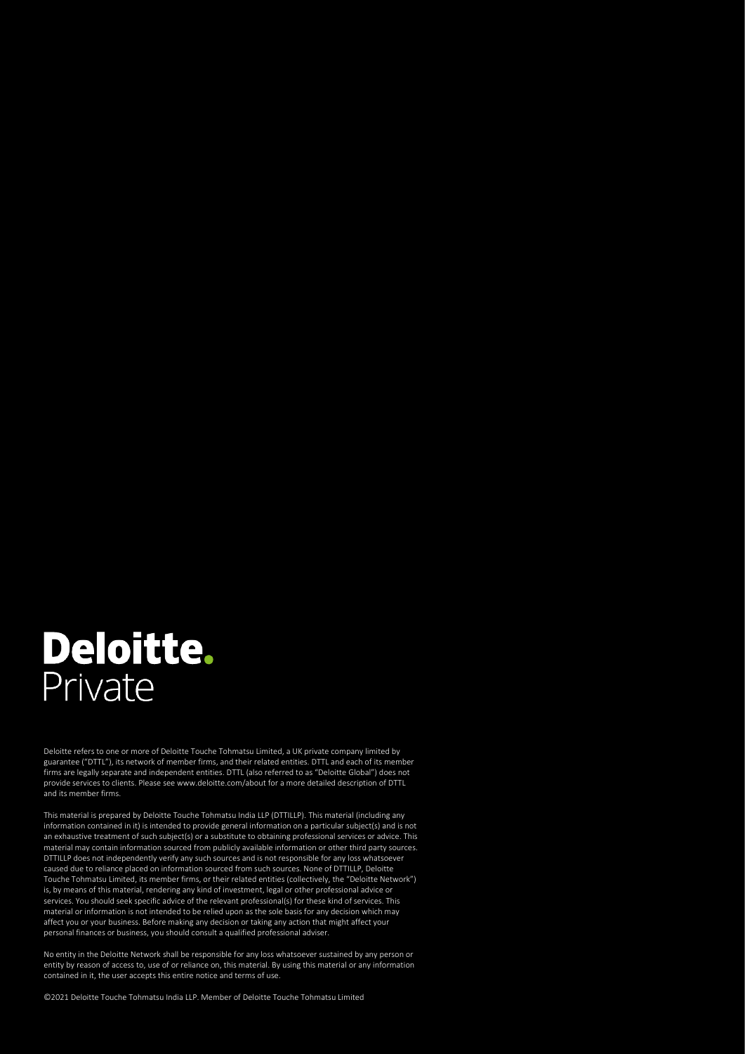**Deloitte.**
Private

Deloitte refers to one or more of Deloitte Touche Tohmatsu Limited, a UK private company limited by guarantee ("DTTL"), its network of member firms, and their related entities. DTTL and each of its member firms are legally separate and independent entities. DTTL (also referred to as "Deloitte Global") does not provide services to clients. Please see www.deloitte.com/about for a more detailed description of DTTL and its member firms.

This material is prepared by Deloitte Touche Tohmatsu India LLP (DTTILLP). This material (including any information contained in it) is intended to provide general information on a particular subject(s) and is not an exhaustive treatment of such subject(s) or a substitute to obtaining professional services or advice. This material may contain information sourced from publicly available information or other third party sources. DTTILLP does not independently verify any such sources and is not responsible for any loss whatsoever caused due to reliance placed on information sourced from such sources. None of DTTILLP, Deloitte Touche Tohmatsu Limited, its member firms, or their related entities (collectively, the "Deloitte Network") is, by means of this material, rendering any kind of investment, legal or other professional advice or services. You should seek specific advice of the relevant professional(s) for these kind of services. This material or information is not intended to be relied upon as the sole basis for any decision which may affect you or your business. Before making any decision or taking any action that might affect your personal finances or business, you should consult a qualified professional adviser.

No entity in the Deloitte Network shall be responsible for any loss whatsoever sustained by any person or entity by reason of access to, use of or reliance on, this material. By using this material or any information contained in it, the user accepts this entire notice and terms of use.

©2021 Deloitte Touche Tohmatsu India LLP. Member of Deloitte Touche Tohmatsu Limited